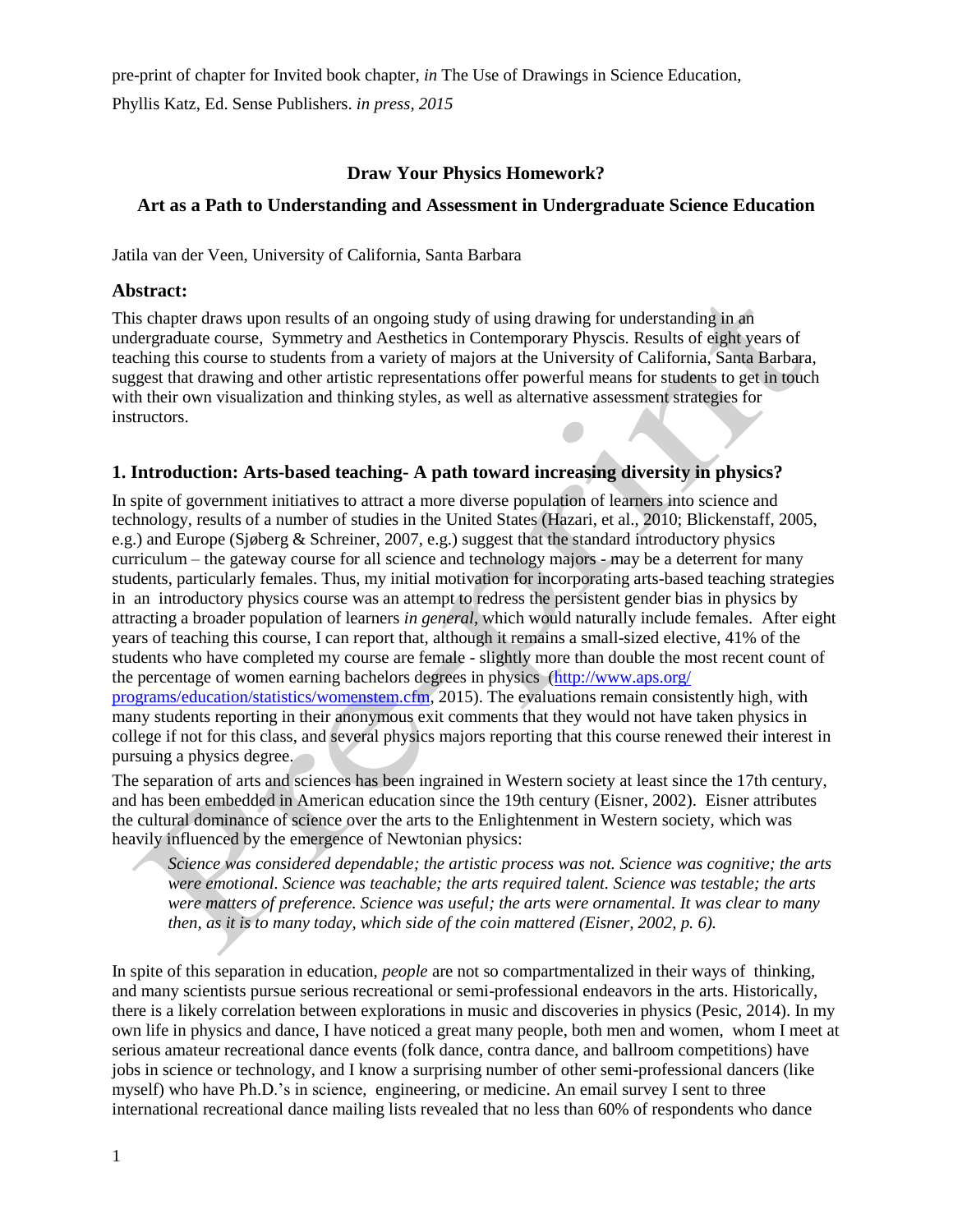pre-print of chapter for Invited book chapter, *in* The Use of Drawings in Science Education, Phyllis Katz, Ed. Sense Publishers. *in press, 2015*

**Draw Your Physics Homework?**

**Art as a Path to Understanding and Assessment in Undergraduate Science Education**

Jatila van der Veen, University of California, Santa Barbara

## Abstract:

This chapter draws upon results of an ongoing study of using drawing for understanding in an undergraduate course, Symmetry and Aesthetics in Contemporary Physcis. Results of eight years of teaching this course to students from a variety of majors at the University of California, Santa Barbara, suggest that drawing and other artistic representations offer powerful means for students to get in touch with their own visualization and thinking styles, as well as alternative assessment strategies for instructors.

## 1. Introduction: Arts-based teaching- A path toward increasing diversity in physics?

In spite of government initiatives to attract a more diverse population of learners into science and technology, results of a number of studies in the United States (Hazari, et al., 2010; Blickenstaff, 2005, e.g.) and Europe (Sjøberg & Schreiner, 2007, e.g.) suggest that the standard introductory physics curriculum – the gateway course for all science and technology majors - may be a deterrent for many students, particularly females. Thus, my initial motivation for incorporating arts-based teaching strategies in an introductory physics course was an attempt to redress the persistent gender bias in physics by attracting a broader population of learners *in general*, which would naturally include females. After eight years of teaching this course, I can report that, although it remains a small-sized elective, 41% of the students who have completed my course are female - slightly more than double the most recent count of the percentage of women earning bachelors degrees in physics (http://www.aps.org/programs/education/statistics/womenstem.cfm, 2015). The evaluations remain consistently high, with many students reporting in their anonymous exit comments that they would not have taken physics in college if not for this class, and several physics majors reporting that this course renewed their interest in pursuing a physics degree.

The separation of arts and sciences has been ingrained in Western society at least since the 17th century, and has been embedded in American education since the 19th century (Eisner, 2002). Eisner attributes the cultural dominance of science over the arts to the Enlightenment in Western society, which was heavily influenced by the emergence of Newtonian physics:

> *Science was considered dependable; the artistic process was not. Science was cognitive; the arts were emotional. Science was teachable; the arts required talent. Science was testable; the arts were matters of preference. Science was useful; the arts were ornamental. It was clear to many then, as it is to many today, which side of the coin mattered (Eisner, 2002, p. 6).*

In spite of this separation in education, *people* are not so compartmentalized in their ways of thinking, and many scientists pursue serious recreational or semi-professional endeavors in the arts. Historically, there is a likely correlation between explorations in music and discoveries in physics (Pesic, 2014). In my own life in physics and dance, I have noticed a great many people, both men and women, whom I meet at serious amateur recreational dance events (folk dance, contra dance, and ballroom competitions) have jobs in science or technology, and I know a surprising number of other semi-professional dancers (like myself) who have Ph.D.'s in science, engineering, or medicine. An email survey I sent to three international recreational dance mailing lists revealed that no less than 60% of respondents who dance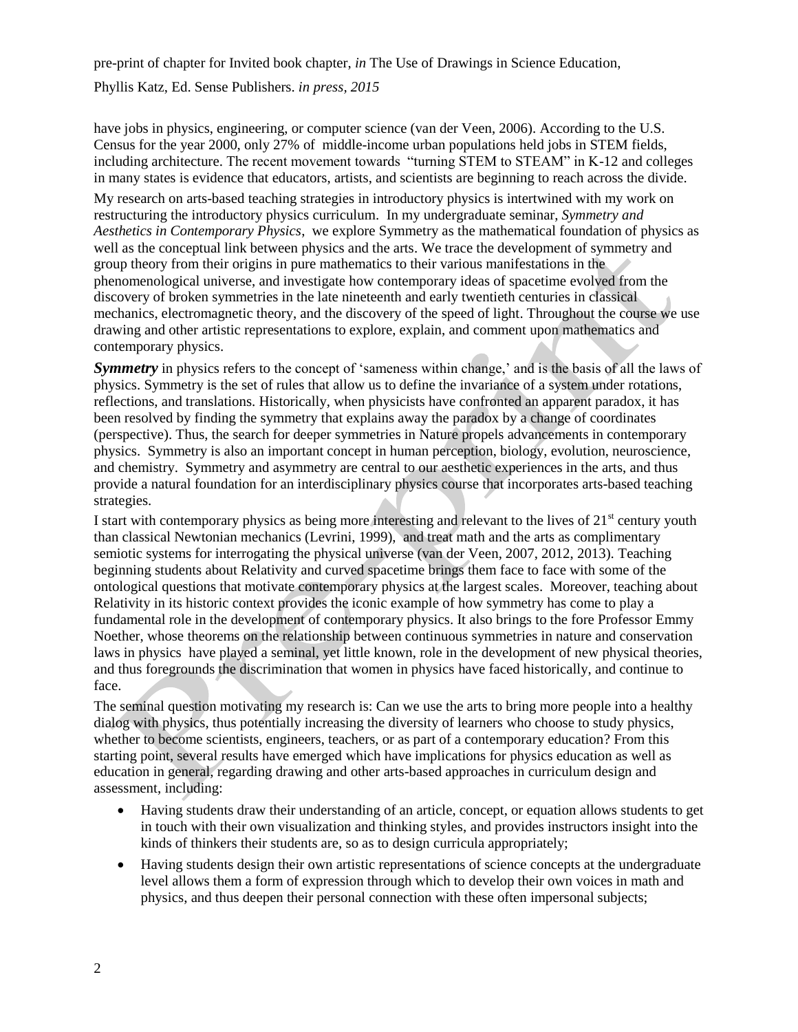have jobs in physics, engineering, or computer science (van der Veen, 2006). According to the U.S. Census for the year 2000, only 27% of middle-income urban populations held jobs in STEM fields, including architecture. The recent movement towards "turning STEM to STEAM" in K-12 and colleges in many states is evidence that educators, artists, and scientists are beginning to reach across the divide.

My research on arts-based teaching strategies in introductory physics is intertwined with my work on restructuring the introductory physics curriculum. In my undergraduate seminar, *Symmetry and Aesthetics in Contemporary Physics*, we explore Symmetry as the mathematical foundation of physics as well as the conceptual link between physics and the arts. We trace the development of symmetry and group theory from their origins in pure mathematics to their various manifestations in the phenomenological universe, and investigate how contemporary ideas of spacetime evolved from the discovery of broken symmetries in the late nineteenth and early twentieth centuries in classical mechanics, electromagnetic theory, and the discovery of the speed of light. Throughout the course we use drawing and other artistic representations to explore, explain, and comment upon mathematics and contemporary physics.

***Symmetry*** in physics refers to the concept of 'sameness within change,' and is the basis of all the laws of physics. Symmetry is the set of rules that allow us to define the invariance of a system under rotations, reflections, and translations. Historically, when physicists have confronted an apparent paradox, it has been resolved by finding the symmetry that explains away the paradox by a change of coordinates (perspective). Thus, the search for deeper symmetries in Nature propels advancements in contemporary physics. Symmetry is also an important concept in human perception, biology, evolution, neuroscience, and chemistry. Symmetry and asymmetry are central to our aesthetic experiences in the arts, and thus provide a natural foundation for an interdisciplinary physics course that incorporates arts-based teaching strategies.

I start with contemporary physics as being more interesting and relevant to the lives of 21st century youth than classical Newtonian mechanics (Levrini, 1999), and treat math and the arts as complimentary semiotic systems for interrogating the physical universe (van der Veen, 2007, 2012, 2013). Teaching beginning students about Relativity and curved spacetime brings them face to face with some of the ontological questions that motivate contemporary physics at the largest scales. Moreover, teaching about Relativity in its historic context provides the iconic example of how symmetry has come to play a fundamental role in the development of contemporary physics. It also brings to the fore Professor Emmy Noether, whose theorems on the relationship between continuous symmetries in nature and conservation laws in physics have played a seminal, yet little known, role in the development of new physical theories, and thus foregrounds the discrimination that women in physics have faced historically, and continue to face.

The seminal question motivating my research is: Can we use the arts to bring more people into a healthy dialog with physics, thus potentially increasing the diversity of learners who choose to study physics, whether to become scientists, engineers, teachers, or as part of a contemporary education? From this starting point, several results have emerged which have implications for physics education as well as education in general, regarding drawing and other arts-based approaches in curriculum design and assessment, including:

- Having students draw their understanding of an article, concept, or equation allows students to get in touch with their own visualization and thinking styles, and provides instructors insight into the kinds of thinkers their students are, so as to design curricula appropriately;
- Having students design their own artistic representations of science concepts at the undergraduate level allows them a form of expression through which to develop their own voices in math and physics, and thus deepen their personal connection with these often impersonal subjects;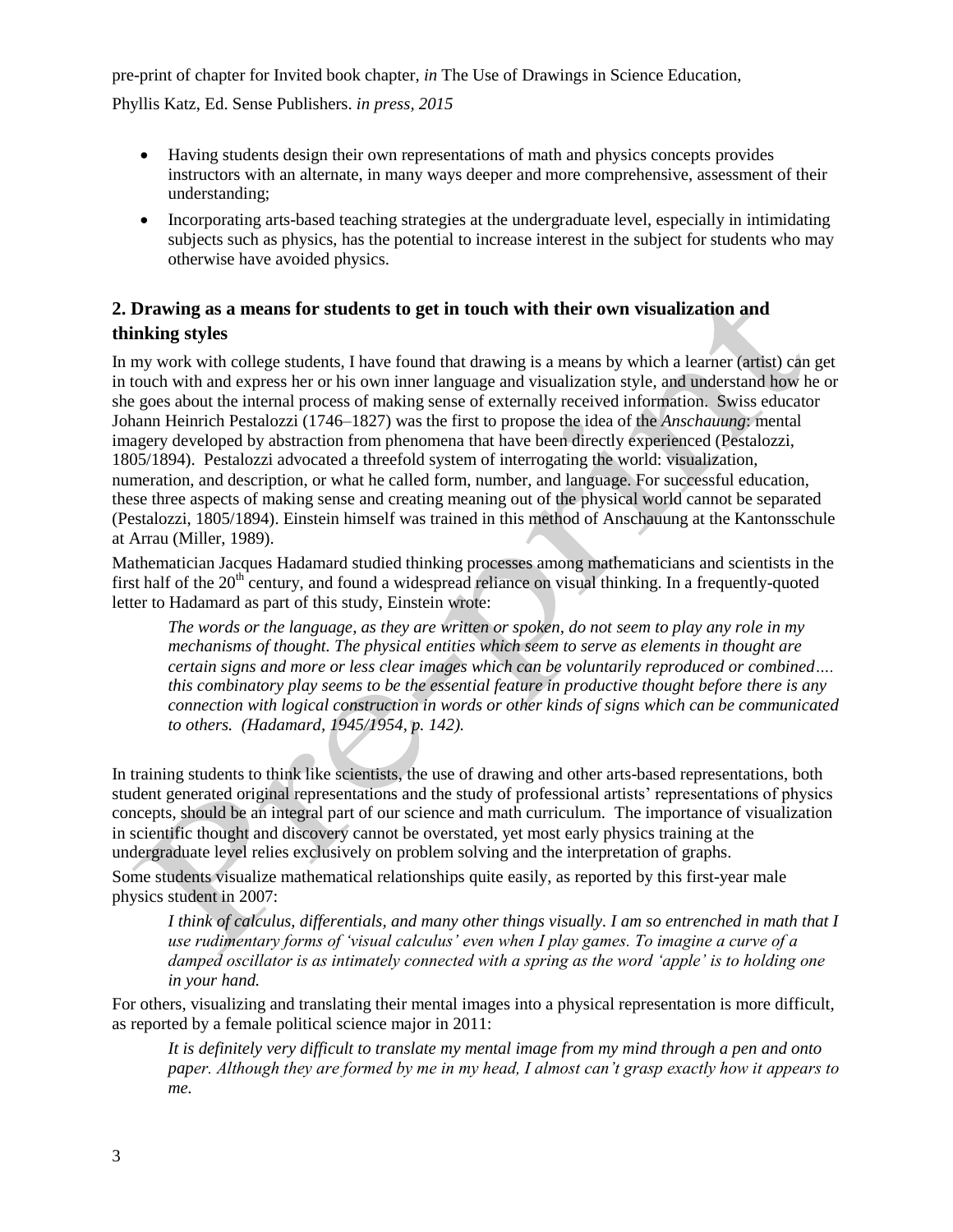- Having students design their own representations of math and physics concepts provides instructors with an alternate, in many ways deeper and more comprehensive, assessment of their understanding;
- Incorporating arts-based teaching strategies at the undergraduate level, especially in intimidating subjects such as physics, has the potential to increase interest in the subject for students who may otherwise have avoided physics.

## 2. Drawing as a means for students to get in touch with their own visualization and thinking styles

In my work with college students, I have found that drawing is a means by which a learner (artist) can get in touch with and express her or his own inner language and visualization style, and understand how he or she goes about the internal process of making sense of externally received information. Swiss educator Johann Heinrich Pestalozzi (1746–1827) was the first to propose the idea of the *Anschauung:* mental imagery developed by abstraction from phenomena that have been directly experienced (Pestalozzi, 1805/1894). Pestalozzi advocated a threefold system of interrogating the world: visualization, numeration, and description, or what he called form, number, and language. For successful education, these three aspects of making sense and creating meaning out of the physical world cannot be separated (Pestalozzi, 1805/1894). Einstein himself was trained in this method of Anschauung at the Kantonsschule at Arrau (Miller, 1989).

Mathematician Jacques Hadamard studied thinking processes among mathematicians and scientists in the first half of the 20th century, and found a widespread reliance on visual thinking. In a frequently-quoted letter to Hadamard as part of this study, Einstein wrote:

> *The words or the language, as they are written or spoken, do not seem to play any role in my mechanisms of thought. The physical entities which seem to serve as elements in thought are certain signs and more or less clear images which can be voluntarily reproduced or combined…. this combinatory play seems to be the essential feature in productive thought before there is any connection with logical construction in words or other kinds of signs which can be communicated to others. (Hadamard, 1945/1954, p. 142).*

In training students to think like scientists, the use of drawing and other arts-based representations, both student generated original representations and the study of professional artists' representations of physics concepts, should be an integral part of our science and math curriculum. The importance of visualization in scientific thought and discovery cannot be overstated, yet most early physics training at the undergraduate level relies exclusively on problem solving and the interpretation of graphs.

Some students visualize mathematical relationships quite easily, as reported by this first-year male physics student in 2007:

> *I think of calculus, differentials, and many other things visually. I am so entrenched in math that I use rudimentary forms of 'visual calculus' even when I play games. To imagine a curve of a damped oscillator is as intimately connected with a spring as the word 'apple' is to holding one in your hand.*

For others, visualizing and translating their mental images into a physical representation is more difficult, as reported by a female political science major in 2011:

> *It is definitely very difficult to translate my mental image from my mind through a pen and onto paper. Although they are formed by me in my head, I almost can't grasp exactly how it appears to me.*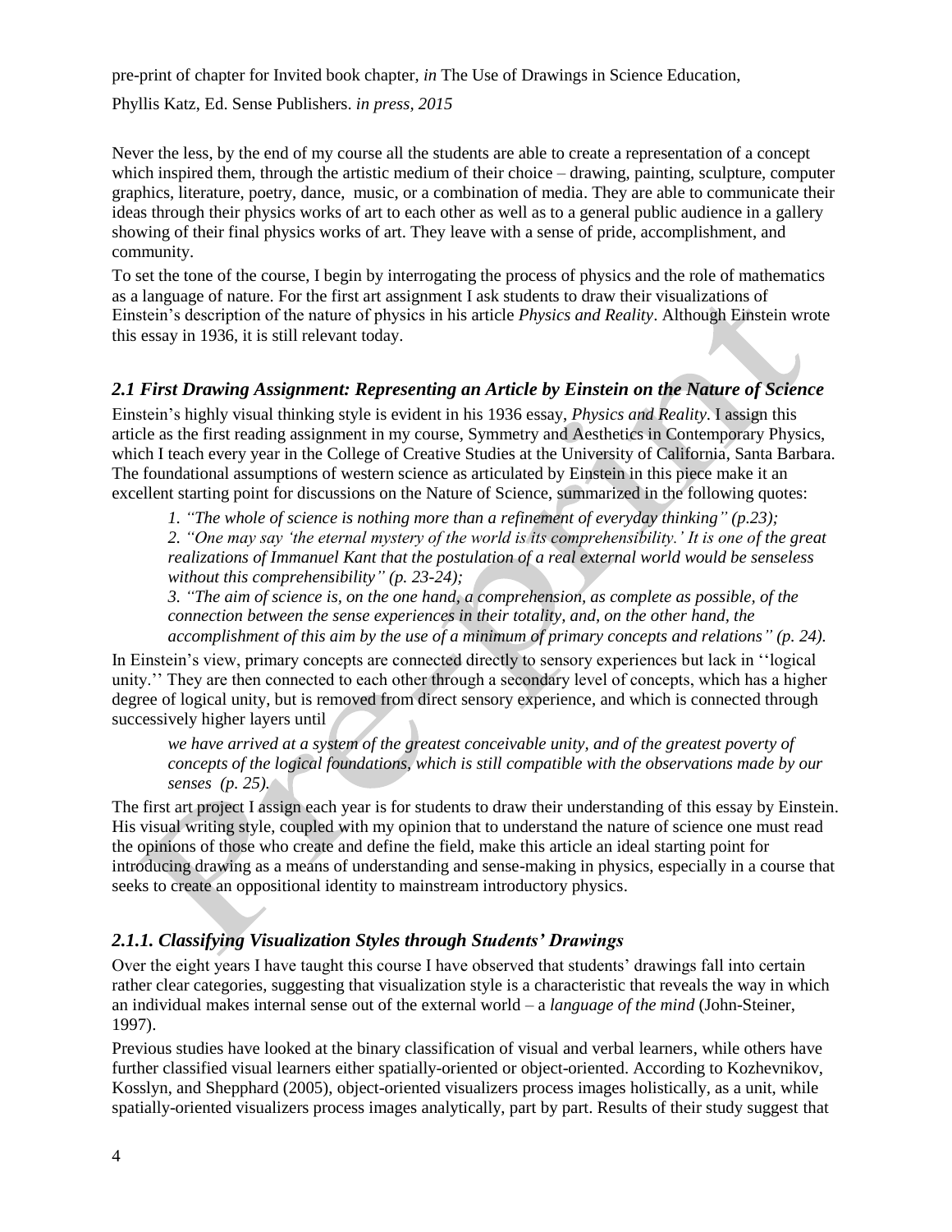Never the less, by the end of my course all the students are able to create a representation of a concept which inspired them, through the artistic medium of their choice – drawing, painting, sculpture, computer graphics, literature, poetry, dance, music, or a combination of media. They are able to communicate their ideas through their physics works of art to each other as well as to a general public audience in a gallery showing of their final physics works of art. They leave with a sense of pride, accomplishment, and community.

To set the tone of the course, I begin by interrogating the process of physics and the role of mathematics as a language of nature. For the first art assignment I ask students to draw their visualizations of Einstein's description of the nature of physics in his article *Physics and Reality*. Although Einstein wrote this essay in 1936, it is still relevant today.

### *2.1 First Drawing Assignment: Representing an Article by Einstein on the Nature of Science*

Einstein's highly visual thinking style is evident in his 1936 essay, *Physics and Reality*. I assign this article as the first reading assignment in my course, Symmetry and Aesthetics in Contemporary Physics, which I teach every year in the College of Creative Studies at the University of California, Santa Barbara. The foundational assumptions of western science as articulated by Einstein in this piece make it an excellent starting point for discussions on the Nature of Science, summarized in the following quotes:

> *1. "The whole of science is nothing more than a refinement of everyday thinking" (p.23);*
> *2. "One may say 'the eternal mystery of the world is its comprehensibility.' It is one of the great realizations of Immanuel Kant that the postulation of a real external world would be senseless without this comprehensibility" (p. 23-24);*
> *3. "The aim of science is, on the one hand, a comprehension, as complete as possible, of the connection between the sense experiences in their totality, and, on the other hand, the accomplishment of this aim by the use of a minimum of primary concepts and relations" (p. 24).*

In Einstein's view, primary concepts are connected directly to sensory experiences but lack in ''logical unity.'' They are then connected to each other through a secondary level of concepts, which has a higher degree of logical unity, but is removed from direct sensory experience, and which is connected through successively higher layers until

> *we have arrived at a system of the greatest conceivable unity, and of the greatest poverty of concepts of the logical foundations, which is still compatible with the observations made by our senses (p. 25).*

The first art project I assign each year is for students to draw their understanding of this essay by Einstein. His visual writing style, coupled with my opinion that to understand the nature of science one must read the opinions of those who create and define the field, make this article an ideal starting point for introducing drawing as a means of understanding and sense-making in physics, especially in a course that seeks to create an oppositional identity to mainstream introductory physics.

#### *2.1.1. Classifying Visualization Styles through Students' Drawings*

Over the eight years I have taught this course I have observed that students' drawings fall into certain rather clear categories, suggesting that visualization style is a characteristic that reveals the way in which an individual makes internal sense out of the external world – a *language of the mind* (John-Steiner, 1997).

Previous studies have looked at the binary classification of visual and verbal learners, while others have further classified visual learners either spatially-oriented or object-oriented. According to Kozhevnikov, Kosslyn, and Shepphard (2005), object-oriented visualizers process images holistically, as a unit, while spatially-oriented visualizers process images analytically, part by part. Results of their study suggest that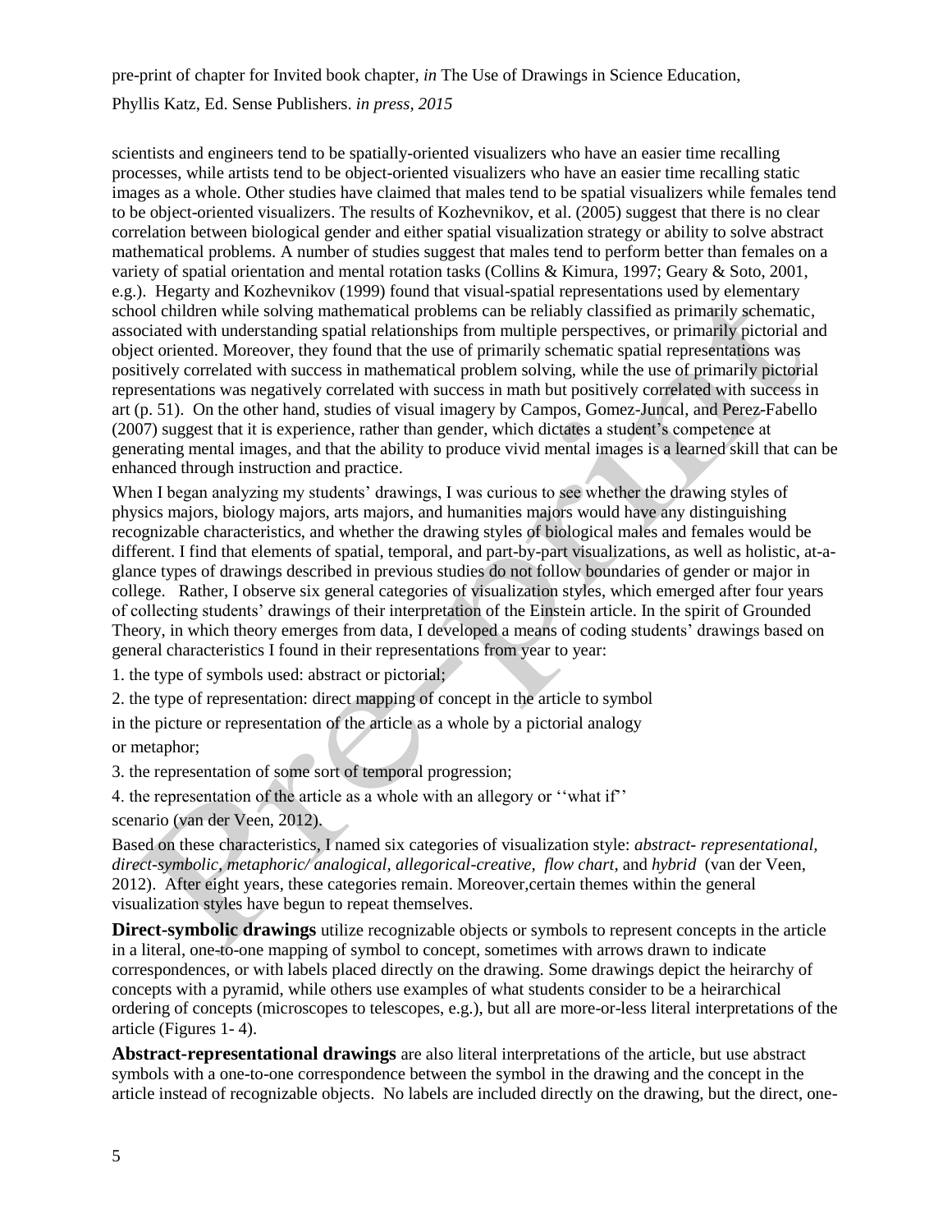scientists and engineers tend to be spatially-oriented visualizers who have an easier time recalling processes, while artists tend to be object-oriented visualizers who have an easier time recalling static images as a whole. Other studies have claimed that males tend to be spatial visualizers while females tend to be object-oriented visualizers. The results of Kozhevnikov, et al. (2005) suggest that there is no clear correlation between biological gender and either spatial visualization strategy or ability to solve abstract mathematical problems. A number of studies suggest that males tend to perform better than females on a variety of spatial orientation and mental rotation tasks (Collins & Kimura, 1997; Geary & Soto, 2001, e.g.). Hegarty and Kozhevnikov (1999) found that visual-spatial representations used by elementary school children while solving mathematical problems can be reliably classified as primarily schematic, associated with understanding spatial relationships from multiple perspectives, or primarily pictorial and object oriented. Moreover, they found that the use of primarily schematic spatial representations was positively correlated with success in mathematical problem solving, while the use of primarily pictorial representations was negatively correlated with success in math but positively correlated with success in art (p. 51). On the other hand, studies of visual imagery by Campos, Gomez-Juncal, and Perez-Fabello (2007) suggest that it is experience, rather than gender, which dictates a student's competence at generating mental images, and that the ability to produce vivid mental images is a learned skill that can be enhanced through instruction and practice.

When I began analyzing my students' drawings, I was curious to see whether the drawing styles of physics majors, biology majors, arts majors, and humanities majors would have any distinguishing recognizable characteristics, and whether the drawing styles of biological males and females would be different. I find that elements of spatial, temporal, and part-by-part visualizations, as well as holistic, at-a-glance types of drawings described in previous studies do not follow boundaries of gender or major in college. Rather, I observe six general categories of visualization styles, which emerged after four years of collecting students' drawings of their interpretation of the Einstein article. In the spirit of Grounded Theory, in which theory emerges from data, I developed a means of coding students' drawings based on general characteristics I found in their representations from year to year:

1. the type of symbols used: abstract or pictorial;
2. the type of representation: direct mapping of concept in the article to symbol in the picture or representation of the article as a whole by a pictorial analogy or metaphor;
3. the representation of some sort of temporal progression;
4. the representation of the article as a whole with an allegory or ''what if'' scenario (van der Veen, 2012).

Based on these characteristics, I named six categories of visualization style: *abstract- representational, direct-symbolic, metaphoric/ analogical, allegorical-creative, flow chart*, and *hybrid* (van der Veen, 2012). After eight years, these categories remain. Moreover,certain themes within the general visualization styles have begun to repeat themselves.

**Direct-symbolic drawings** utilize recognizable objects or symbols to represent concepts in the article in a literal, one-to-one mapping of symbol to concept, sometimes with arrows drawn to indicate correspondences, or with labels placed directly on the drawing. Some drawings depict the heirarchy of concepts with a pyramid, while others use examples of what students consider to be a heirarchical ordering of concepts (microscopes to telescopes, e.g.), but all are more-or-less literal interpretations of the article (Figures 1- 4).

**Abstract-representational drawings** are also literal interpretations of the article, but use abstract symbols with a one-to-one correspondence between the symbol in the drawing and the concept in the article instead of recognizable objects. No labels are included directly on the drawing, but the direct, one-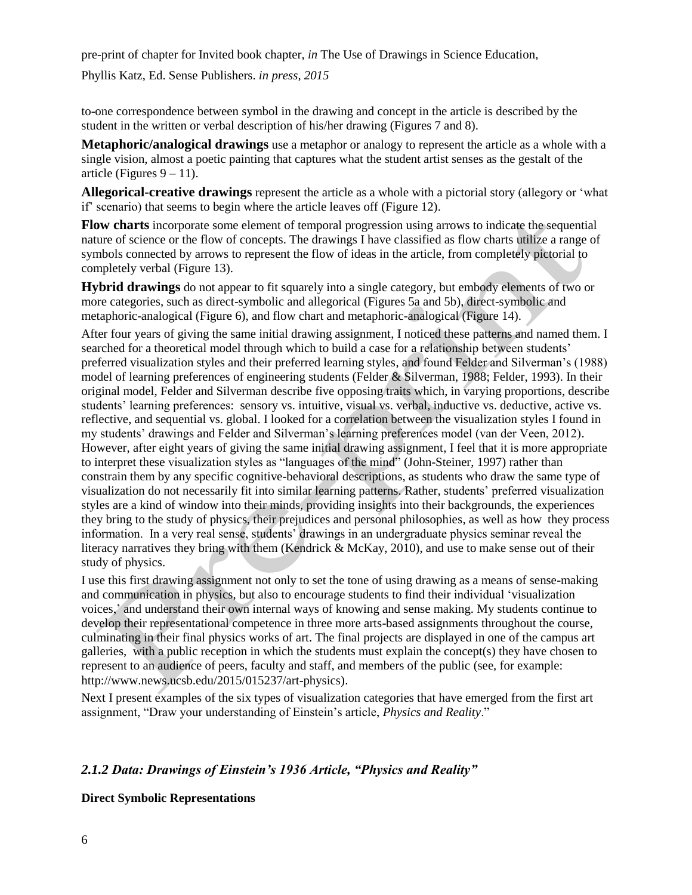to-one correspondence between symbol in the drawing and concept in the article is described by the student in the written or verbal description of his/her drawing (Figures 7 and 8).

**Metaphoric/analogical drawings** use a metaphor or analogy to represent the article as a whole with a single vision, almost a poetic painting that captures what the student artist senses as the gestalt of the article (Figures 9 – 11).

**Allegorical-creative drawings** represent the article as a whole with a pictorial story (allegory or 'what if' scenario) that seems to begin where the article leaves off (Figure 12).

**Flow charts** incorporate some element of temporal progression using arrows to indicate the sequential nature of science or the flow of concepts. The drawings I have classified as flow charts utilize a range of symbols connected by arrows to represent the flow of ideas in the article, from completely pictorial to completely verbal (Figure 13).

**Hybrid drawings** do not appear to fit squarely into a single category, but embody elements of two or more categories, such as direct-symbolic and allegorical (Figures 5a and 5b), direct-symbolic and metaphoric-analogical (Figure 6), and flow chart and metaphoric-analogical (Figure 14).

After four years of giving the same initial drawing assignment, I noticed these patterns and named them. I searched for a theoretical model through which to build a case for a relationship between students' preferred visualization styles and their preferred learning styles, and found Felder and Silverman's (1988) model of learning preferences of engineering students (Felder & Silverman, 1988; Felder, 1993). In their original model, Felder and Silverman describe five opposing traits which, in varying proportions, describe students' learning preferences: sensory vs. intuitive, visual vs. verbal, inductive vs. deductive, active vs. reflective, and sequential vs. global. I looked for a correlation between the visualization styles I found in my students' drawings and Felder and Silverman's learning preferences model (van der Veen, 2012). However, after eight years of giving the same initial drawing assignment, I feel that it is more appropriate to interpret these visualization styles as "languages of the mind" (John-Steiner, 1997) rather than constrain them by any specific cognitive-behavioral descriptions, as students who draw the same type of visualization do not necessarily fit into similar learning patterns. Rather, students' preferred visualization styles are a kind of window into their minds, providing insights into their backgrounds, the experiences they bring to the study of physics, their prejudices and personal philosophies, as well as how they process information. In a very real sense, students' drawings in an undergraduate physics seminar reveal the literacy narratives they bring with them (Kendrick & McKay, 2010), and use to make sense out of their study of physics.

I use this first drawing assignment not only to set the tone of using drawing as a means of sense-making and communication in physics, but also to encourage students to find their individual 'visualization voices,' and understand their own internal ways of knowing and sense making. My students continue to develop their representational competence in three more arts-based assignments throughout the course, culminating in their final physics works of art. The final projects are displayed in one of the campus art galleries, with a public reception in which the students must explain the concept(s) they have chosen to represent to an audience of peers, faculty and staff, and members of the public (see, for example: http://www.news.ucsb.edu/2015/015237/art-physics).

Next I present examples of the six types of visualization categories that have emerged from the first art assignment, "Draw your understanding of Einstein's article, *Physics and Reality*."

### *2.1.2 Data: Drawings of Einstein's 1936 Article, "Physics and Reality"*

**Direct Symbolic Representations**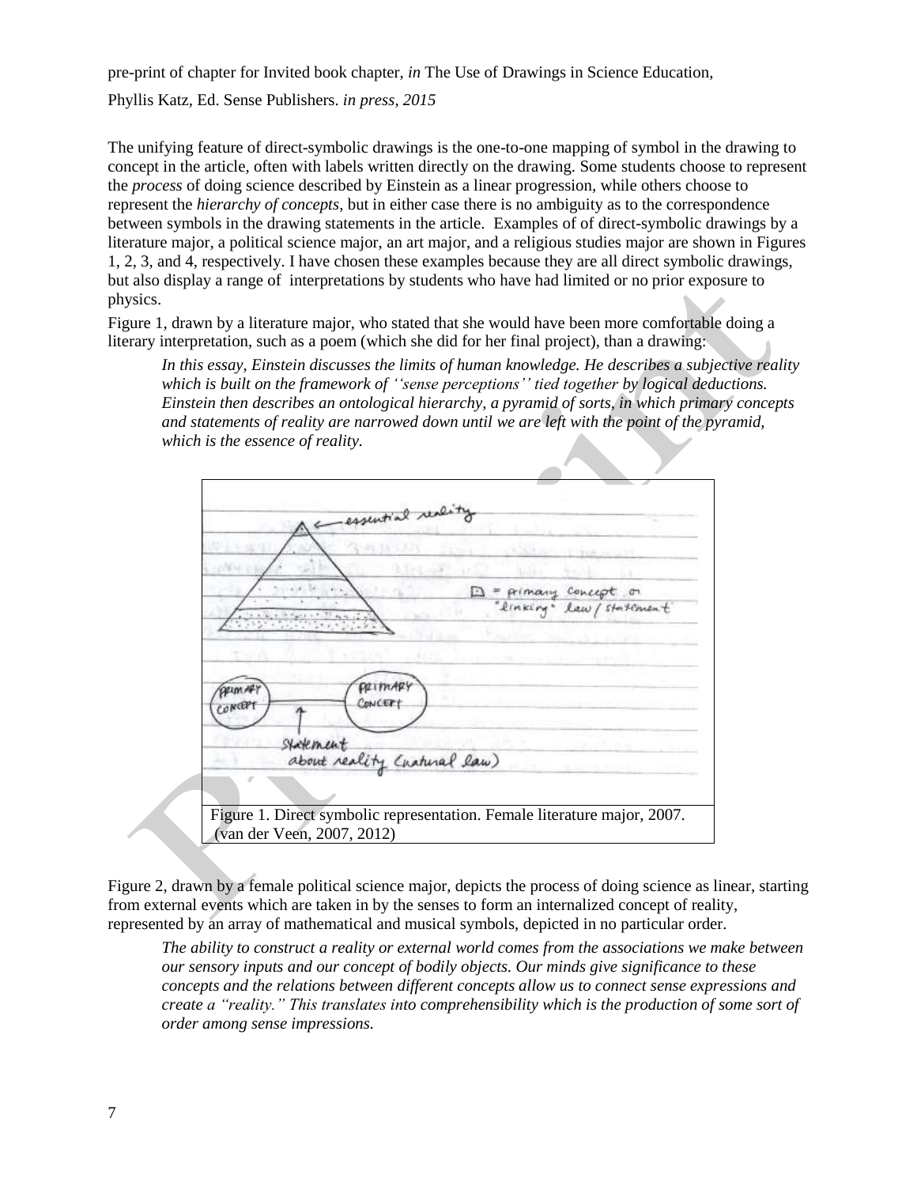The unifying feature of direct-symbolic drawings is the one-to-one mapping of symbol in the drawing to concept in the article, often with labels written directly on the drawing. Some students choose to represent the *process* of doing science described by Einstein as a linear progression, while others choose to represent the *hierarchy of concepts*, but in either case there is no ambiguity as to the correspondence between symbols in the drawing statements in the article. Examples of of direct-symbolic drawings by a literature major, a political science major, an art major, and a religious studies major are shown in Figures 1, 2, 3, and 4, respectively. I have chosen these examples because they are all direct symbolic drawings, but also display a range of interpretations by students who have had limited or no prior exposure to physics.

Figure 1, drawn by a literature major, who stated that she would have been more comfortable doing a literary interpretation, such as a poem (which she did for her final project), than a drawing:

> *In this essay, Einstein discusses the limits of human knowledge. He describes a subjective reality which is built on the framework of ''sense perceptions'' tied together by logical deductions. Einstein then describes an ontological hierarchy, a pyramid of sorts, in which primary concepts and statements of reality are narrowed down until we are left with the point of the pyramid, which is the essence of reality.*

Figure 1. Direct symbolic representation. Female literature major, 2007. (van der Veen, 2007, 2012)

Figure 2, drawn by a female political science major, depicts the process of doing science as linear, starting from external events which are taken in by the senses to form an internalized concept of reality, represented by an array of mathematical and musical symbols, depicted in no particular order.

> *The ability to construct a reality or external world comes from the associations we make between our sensory inputs and our concept of bodily objects. Our minds give significance to these concepts and the relations between different concepts allow us to connect sense expressions and create a "reality." This translates into comprehensibility which is the production of some sort of order among sense impressions.*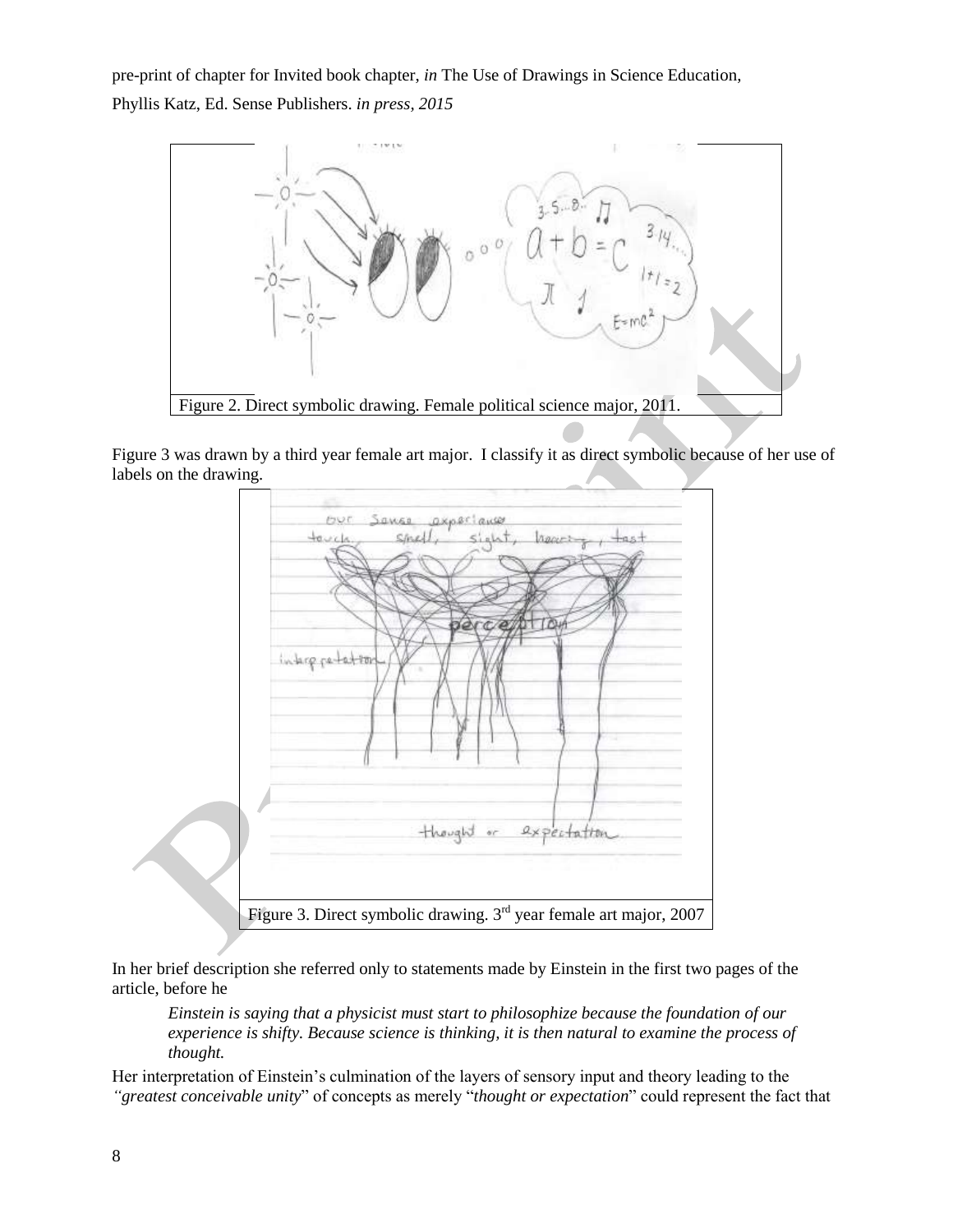Figure 2. Direct symbolic drawing. Female political science major, 2011.

Figure 3 was drawn by a third year female art major. I classify it as direct symbolic because of her use of labels on the drawing.

Figure 3. Direct symbolic drawing. 3rd year female art major, 2007

In her brief description she referred only to statements made by Einstein in the first two pages of the article, before he

> *Einstein is saying that a physicist must start to philosophize because the foundation of our experience is shifty. Because science is thinking, it is then natural to examine the process of thought.*

Her interpretation of Einstein's culmination of the layers of sensory input and theory leading to the *"greatest conceivable unity*" of concepts as merely "*thought or expectation*" could represent the fact that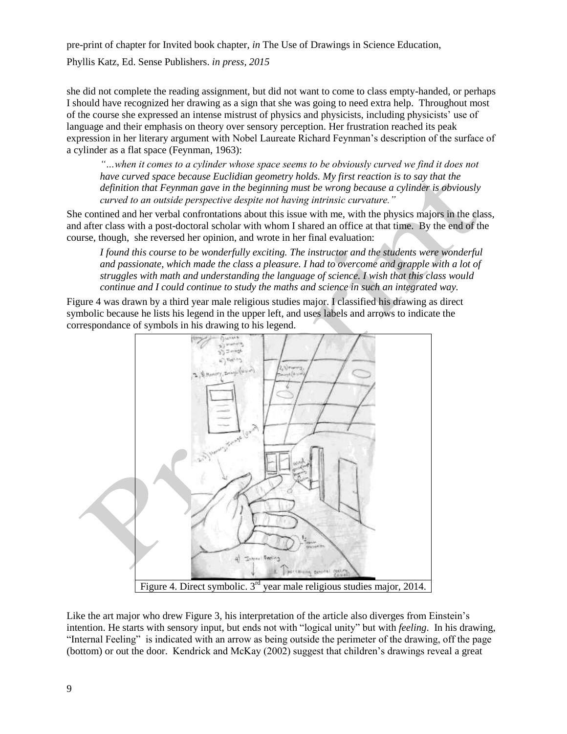she did not complete the reading assignment, but did not want to come to class empty-handed, or perhaps I should have recognized her drawing as a sign that she was going to need extra help. Throughout most of the course she expressed an intense mistrust of physics and physicists, including physicists' use of language and their emphasis on theory over sensory perception. Her frustration reached its peak expression in her literary argument with Nobel Laureate Richard Feynman's description of the surface of a cylinder as a flat space (Feynman, 1963):

> *"…when it comes to a cylinder whose space seems to be obviously curved we find it does not have curved space because Euclidian geometry holds. My first reaction is to say that the definition that Feynman gave in the beginning must be wrong because a cylinder is obviously curved to an outside perspective despite not having intrinsic curvature."*

She contined and her verbal confrontations about this issue with me, with the physics majors in the class, and after class with a post-doctoral scholar with whom I shared an office at that time. By the end of the course, though, she reversed her opinion, and wrote in her final evaluation:

> *I found this course to be wonderfully exciting. The instructor and the students were wonderful and passionate, which made the class a pleasure. I had to overcome and grapple with a lot of struggles with math and understanding the language of science. I wish that this class would continue and I could continue to study the maths and science in such an integrated way.*

Figure 4 was drawn by a third year male religious studies major. I classified his drawing as direct symbolic because he lists his legend in the upper left, and uses labels and arrows to indicate the correspondance of symbols in his drawing to his legend.

Figure 4. Direct symbolic. 3rd year male religious studies major, 2014.

Like the art major who drew Figure 3, his interpretation of the article also diverges from Einstein's intention. He starts with sensory input, but ends not with "logical unity" but with *feeling*. In his drawing, "Internal Feeling" is indicated with an arrow as being outside the perimeter of the drawing, off the page (bottom) or out the door. Kendrick and McKay (2002) suggest that children's drawings reveal a great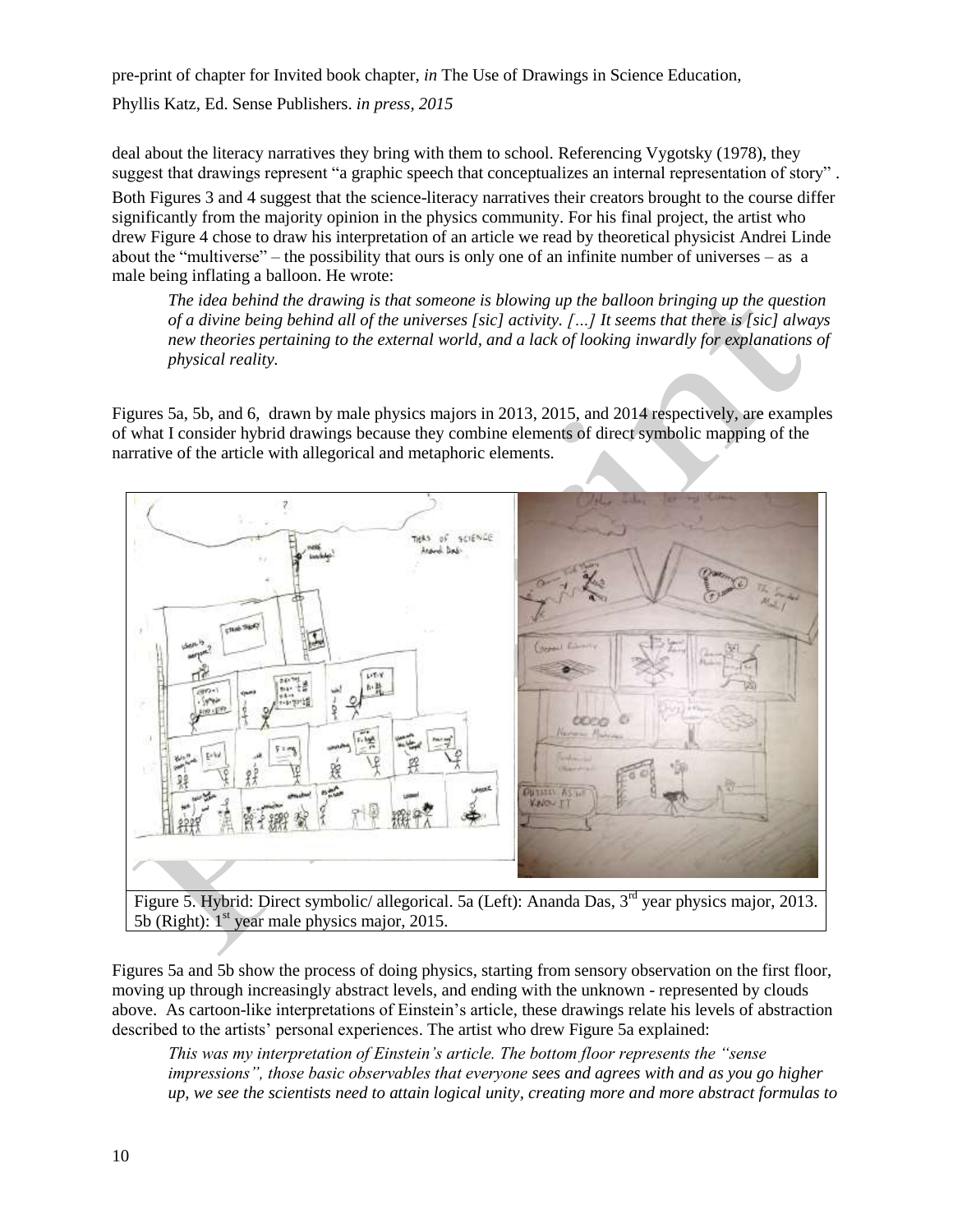deal about the literacy narratives they bring with them to school. Referencing Vygotsky (1978), they suggest that drawings represent "a graphic speech that conceptualizes an internal representation of story" .

Both Figures 3 and 4 suggest that the science-literacy narratives their creators brought to the course differ significantly from the majority opinion in the physics community. For his final project, the artist who drew Figure 4 chose to draw his interpretation of an article we read by theoretical physicist Andrei Linde about the "multiverse" – the possibility that ours is only one of an infinite number of universes – as a male being inflating a balloon. He wrote:

> *The idea behind the drawing is that someone is blowing up the balloon bringing up the question of a divine being behind all of the universes [sic] activity. […] It seems that there is [sic] always new theories pertaining to the external world, and a lack of looking inwardly for explanations of physical reality.*

Figures 5a, 5b, and 6, drawn by male physics majors in 2013, 2015, and 2014 respectively, are examples of what I consider hybrid drawings because they combine elements of direct symbolic mapping of the narrative of the article with allegorical and metaphoric elements.

Figure 5. Hybrid: Direct symbolic/ allegorical. 5a (Left): Ananda Das, 3rd year physics major, 2013. 5b (Right): 1st year male physics major, 2015.

Figures 5a and 5b show the process of doing physics, starting from sensory observation on the first floor, moving up through increasingly abstract levels, and ending with the unknown - represented by clouds above. As cartoon-like interpretations of Einstein's article, these drawings relate his levels of abstraction described to the artists' personal experiences. The artist who drew Figure 5a explained:

> *This was my interpretation of Einstein's article. The bottom floor represents the "sense impressions", those basic observables that everyone sees and agrees with and as you go higher up, we see the scientists need to attain logical unity, creating more and more abstract formulas to*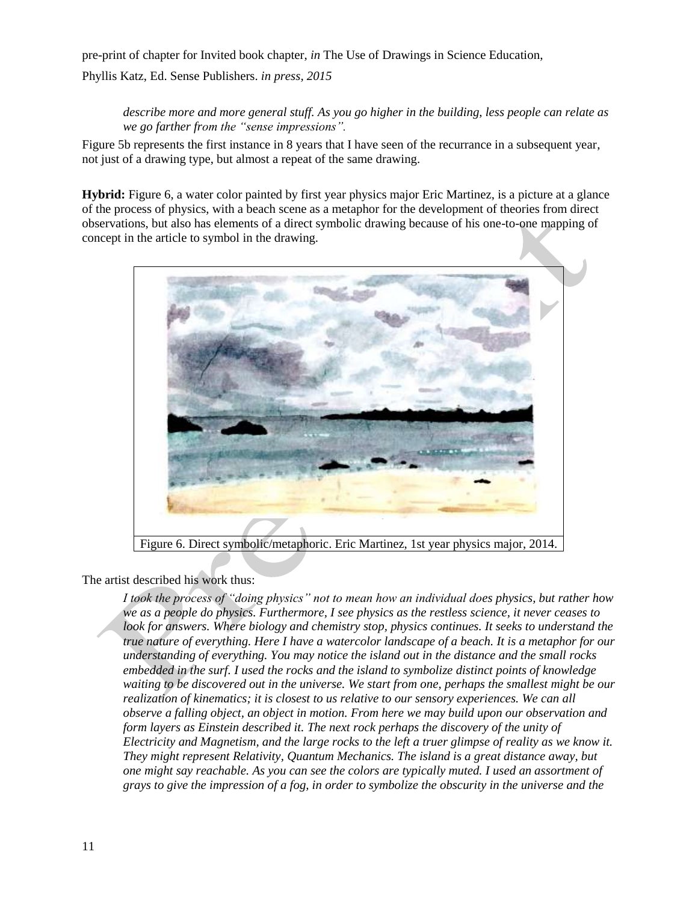*describe more and more general stuff. As you go higher in the building, less people can relate as we go farther from the "sense impressions".*

Figure 5b represents the first instance in 8 years that I have seen of the recurrance in a subsequent year, not just of a drawing type, but almost a repeat of the same drawing.

**Hybrid:** Figure 6, a water color painted by first year physics major Eric Martinez, is a picture at a glance of the process of physics, with a beach scene as a metaphor for the development of theories from direct observations, but also has elements of a direct symbolic drawing because of his one-to-one mapping of concept in the article to symbol in the drawing.

Figure 6. Direct symbolic/metaphoric. Eric Martinez, 1st year physics major, 2014.

The artist described his work thus:

*I took the process of "doing physics" not to mean how an individual does physics, but rather how we as a people do physics. Furthermore, I see physics as the restless science, it never ceases to look for answers. Where biology and chemistry stop, physics continues. It seeks to understand the true nature of everything. Here I have a watercolor landscape of a beach. It is a metaphor for our understanding of everything. You may notice the island out in the distance and the small rocks embedded in the surf. I used the rocks and the island to symbolize distinct points of knowledge waiting to be discovered out in the universe. We start from one, perhaps the smallest might be our realization of kinematics; it is closest to us relative to our sensory experiences. We can all observe a falling object, an object in motion. From here we may build upon our observation and form layers as Einstein described it. The next rock perhaps the discovery of the unity of Electricity and Magnetism, and the large rocks to the left a truer glimpse of reality as we know it. They might represent Relativity, Quantum Mechanics. The island is a great distance away, but one might say reachable. As you can see the colors are typically muted. I used an assortment of grays to give the impression of a fog, in order to symbolize the obscurity in the universe and the*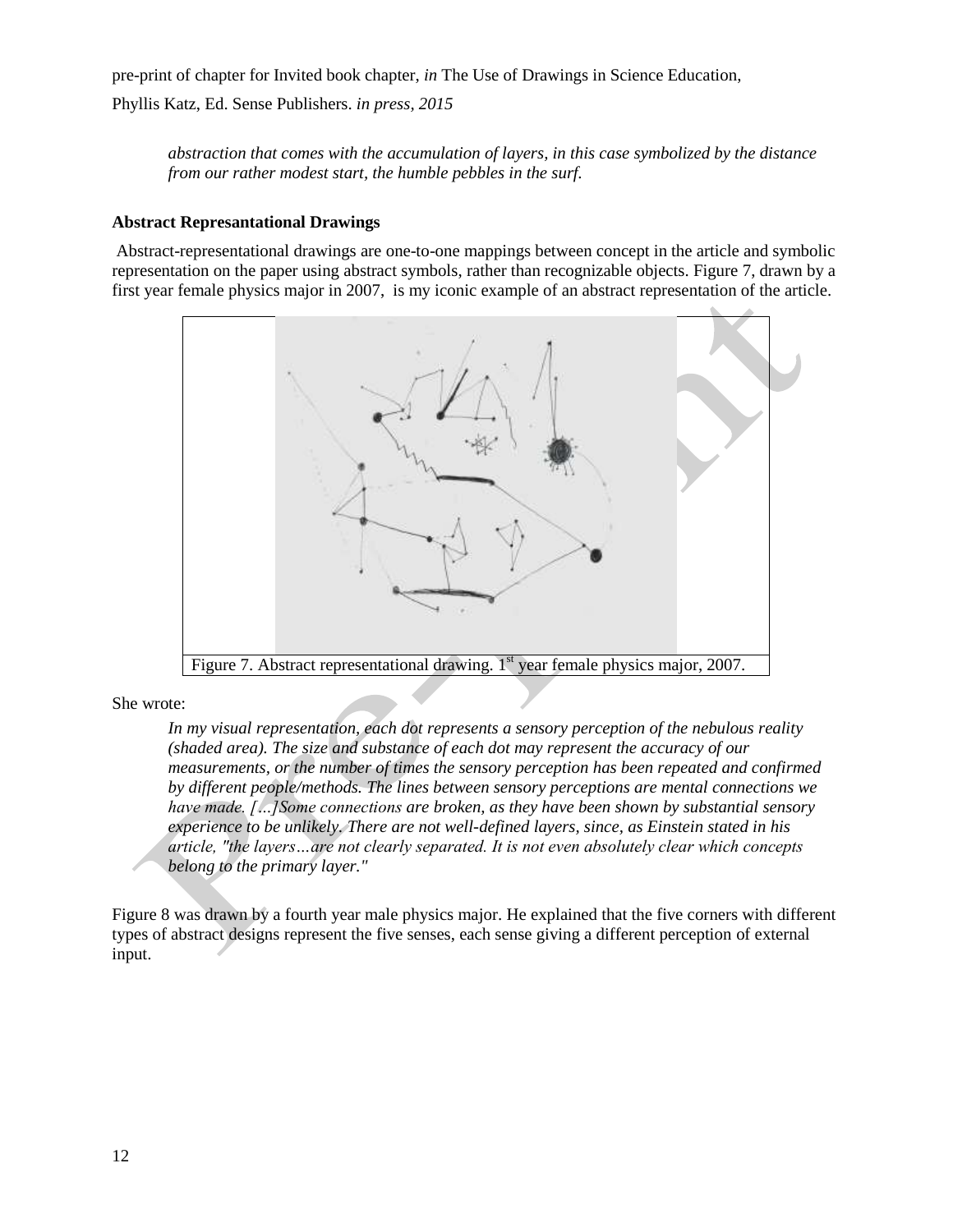*abstraction that comes with the accumulation of layers, in this case symbolized by the distance from our rather modest start, the humble pebbles in the surf.*

**Abstract Represantational Drawings**

Abstract-representational drawings are one-to-one mappings between concept in the article and symbolic representation on the paper using abstract symbols, rather than recognizable objects. Figure 7, drawn by a first year female physics major in 2007, is my iconic example of an abstract representation of the article.

Figure 7. Abstract representational drawing. 1st year female physics major, 2007.

She wrote:

> *In my visual representation, each dot represents a sensory perception of the nebulous reality (shaded area). The size and substance of each dot may represent the accuracy of our measurements, or the number of times the sensory perception has been repeated and confirmed by different people/methods. The lines between sensory perceptions are mental connections we have made. […]Some connections are broken, as they have been shown by substantial sensory experience to be unlikely. There are not well-defined layers, since, as Einstein stated in his article, "the layers…are not clearly separated. It is not even absolutely clear which concepts belong to the primary layer."*

Figure 8 was drawn by a fourth year male physics major. He explained that the five corners with different types of abstract designs represent the five senses, each sense giving a different perception of external input.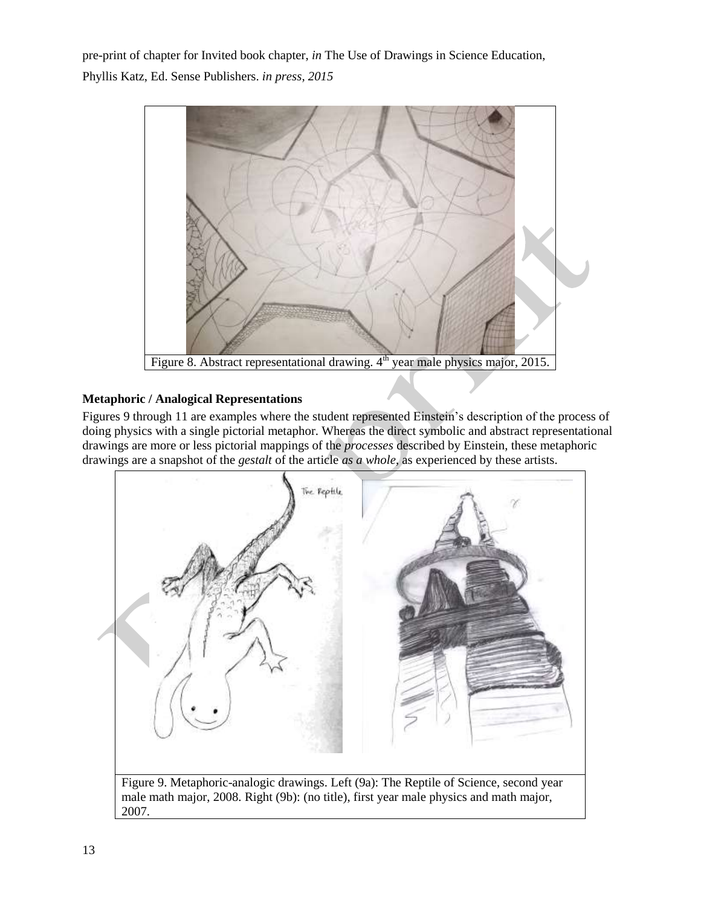pre-print of chapter for Invited book chapter, *in* The Use of Drawings in Science Education, Phyllis Katz, Ed. Sense Publishers. *in press, 2015*

Figure 8. Abstract representational drawing. 4th year male physics major, 2015.

### Metaphoric / Analogical Representations

Figures 9 through 11 are examples where the student represented Einstein's description of the process of doing physics with a single pictorial metaphor. Whereas the direct symbolic and abstract representational drawings are more or less pictorial mappings of the *processes* described by Einstein, these metaphoric drawings are a snapshot of the *gestalt* of the article *as a whole*, as experienced by these artists.

Figure 9. Metaphoric-analogic drawings. Left (9a): The Reptile of Science, second year male math major, 2008. Right (9b): (no title), first year male physics and math major, 2007.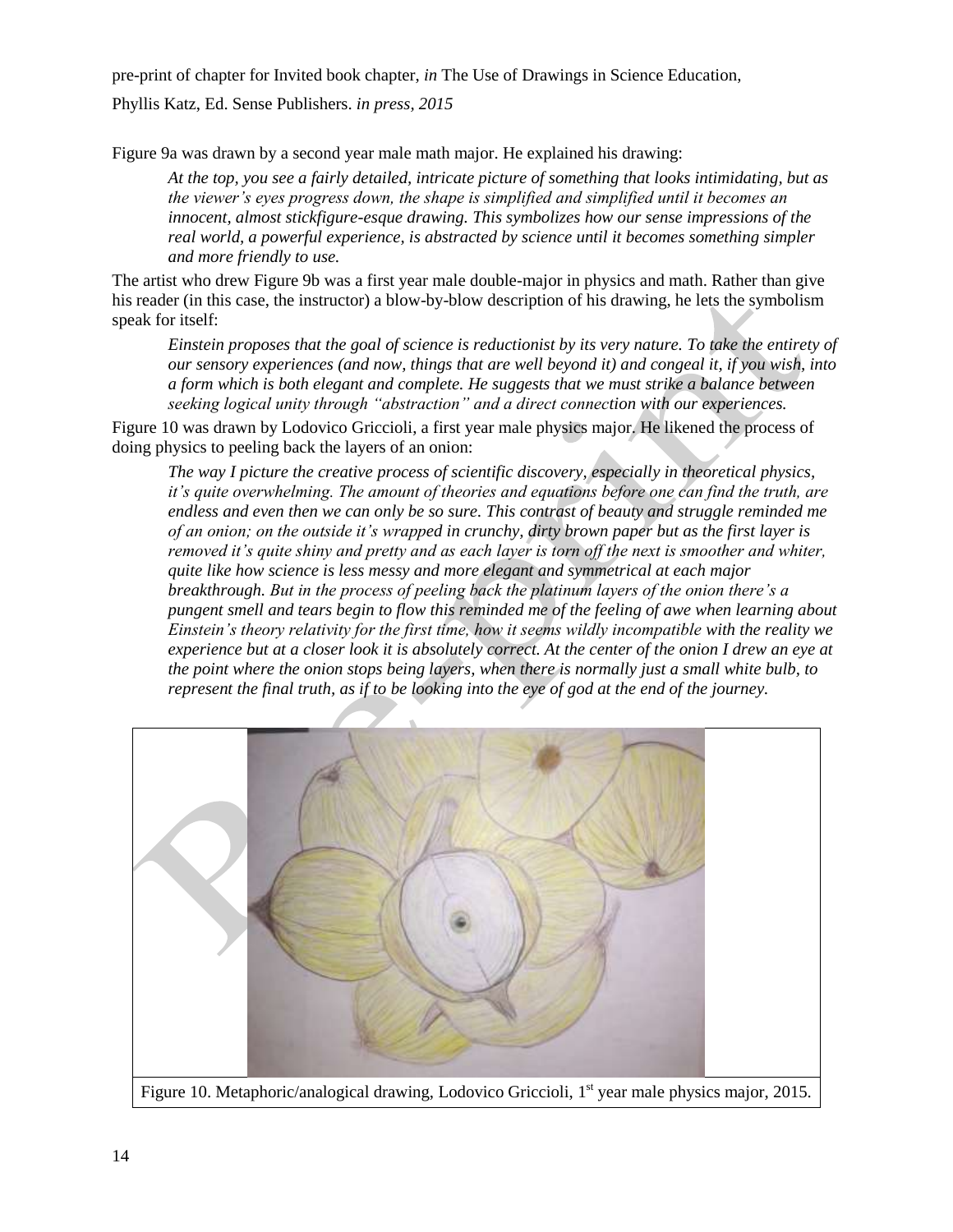Figure 9a was drawn by a second year male math major. He explained his drawing:

> *At the top, you see a fairly detailed, intricate picture of something that looks intimidating, but as the viewer's eyes progress down, the shape is simplified and simplified until it becomes an innocent, almost stickfigure-esque drawing. This symbolizes how our sense impressions of the real world, a powerful experience, is abstracted by science until it becomes something simpler and more friendly to use.*

The artist who drew Figure 9b was a first year male double-major in physics and math. Rather than give his reader (in this case, the instructor) a blow-by-blow description of his drawing, he lets the symbolism speak for itself:

> *Einstein proposes that the goal of science is reductionist by its very nature. To take the entirety of our sensory experiences (and now, things that are well beyond it) and congeal it, if you wish, into a form which is both elegant and complete. He suggests that we must strike a balance between seeking logical unity through "abstraction" and a direct connection with our experiences.*

Figure 10 was drawn by Lodovico Griccioli, a first year male physics major. He likened the process of doing physics to peeling back the layers of an onion:

> *The way I picture the creative process of scientific discovery, especially in theoretical physics, it's quite overwhelming. The amount of theories and equations before one can find the truth, are endless and even then we can only be so sure. This contrast of beauty and struggle reminded me of an onion; on the outside it's wrapped in crunchy, dirty brown paper but as the first layer is removed it's quite shiny and pretty and as each layer is torn off the next is smoother and whiter, quite like how science is less messy and more elegant and symmetrical at each major breakthrough. But in the process of peeling back the platinum layers of the onion there's a pungent smell and tears begin to flow this reminded me of the feeling of awe when learning about Einstein's theory relativity for the first time, how it seems wildly incompatible with the reality we experience but at a closer look it is absolutely correct. At the center of the onion I drew an eye at the point where the onion stops being layers, when there is normally just a small white bulb, to represent the final truth, as if to be looking into the eye of god at the end of the journey.*

Figure 10. Metaphoric/analogical drawing, Lodovico Griccioli, 1st year male physics major, 2015.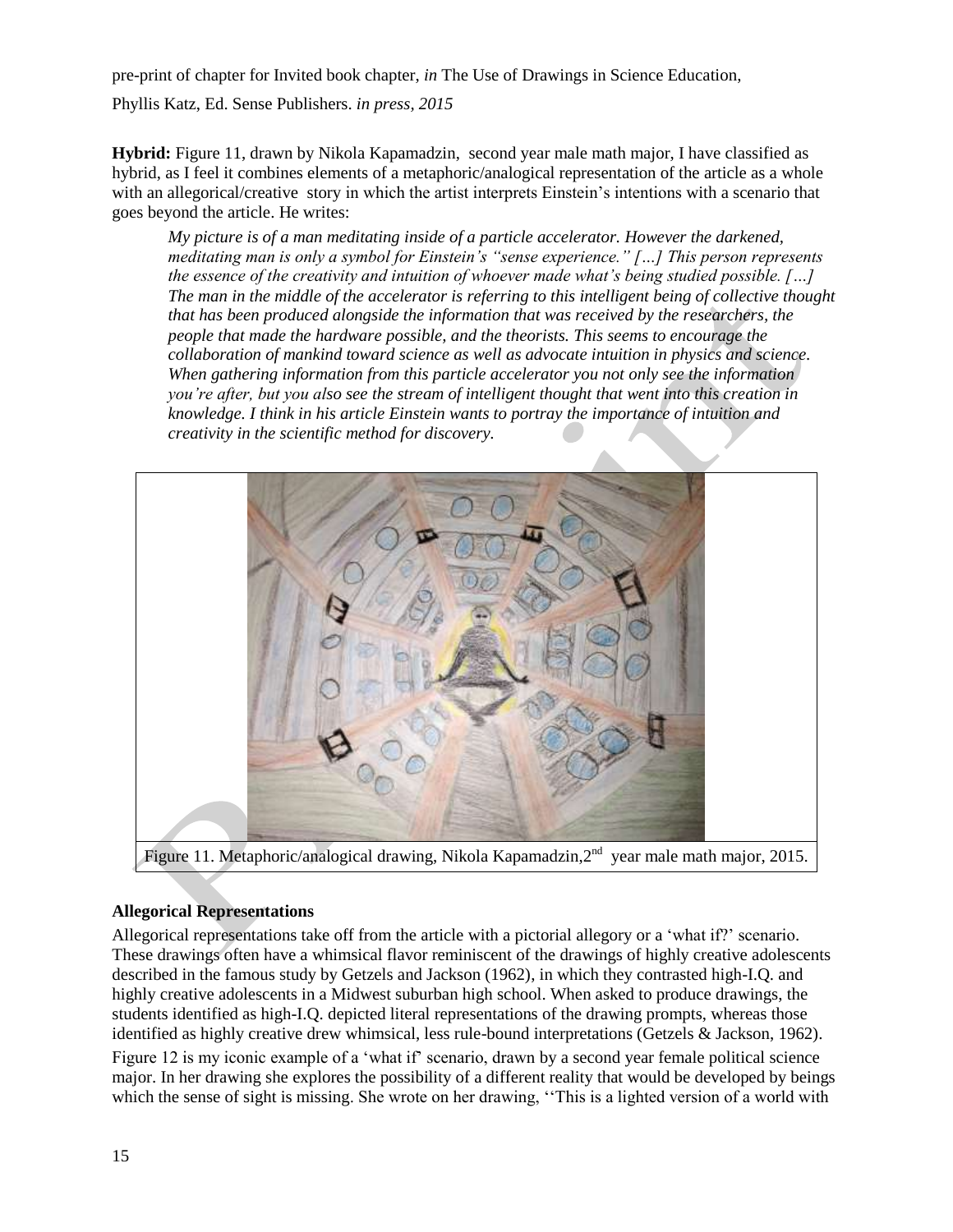**Hybrid:** Figure 11, drawn by Nikola Kapamadzin, second year male math major, I have classified as hybrid, as I feel it combines elements of a metaphoric/analogical representation of the article as a whole with an allegorical/creative story in which the artist interprets Einstein's intentions with a scenario that goes beyond the article. He writes:

> *My picture is of a man meditating inside of a particle accelerator. However the darkened, meditating man is only a symbol for Einstein's "sense experience." […] This person represents the essence of the creativity and intuition of whoever made what's being studied possible. […] The man in the middle of the accelerator is referring to this intelligent being of collective thought that has been produced alongside the information that was received by the researchers, the people that made the hardware possible, and the theorists. This seems to encourage the collaboration of mankind toward science as well as advocate intuition in physics and science. When gathering information from this particle accelerator you not only see the information you're after, but you also see the stream of intelligent thought that went into this creation in knowledge. I think in his article Einstein wants to portray the importance of intuition and creativity in the scientific method for discovery.*

Figure 11. Metaphoric/analogical drawing, Nikola Kapamadzin, 2nd year male math major, 2015.

### Allegorical Representations

Allegorical representations take off from the article with a pictorial allegory or a 'what if?' scenario. These drawings often have a whimsical flavor reminiscent of the drawings of highly creative adolescents described in the famous study by Getzels and Jackson (1962), in which they contrasted high-I.Q. and highly creative adolescents in a Midwest suburban high school. When asked to produce drawings, the students identified as high-I.Q. depicted literal representations of the drawing prompts, whereas those identified as highly creative drew whimsical, less rule-bound interpretations (Getzels & Jackson, 1962).

Figure 12 is my iconic example of a 'what if' scenario, drawn by a second year female political science major. In her drawing she explores the possibility of a different reality that would be developed by beings which the sense of sight is missing. She wrote on her drawing, ''This is a lighted version of a world with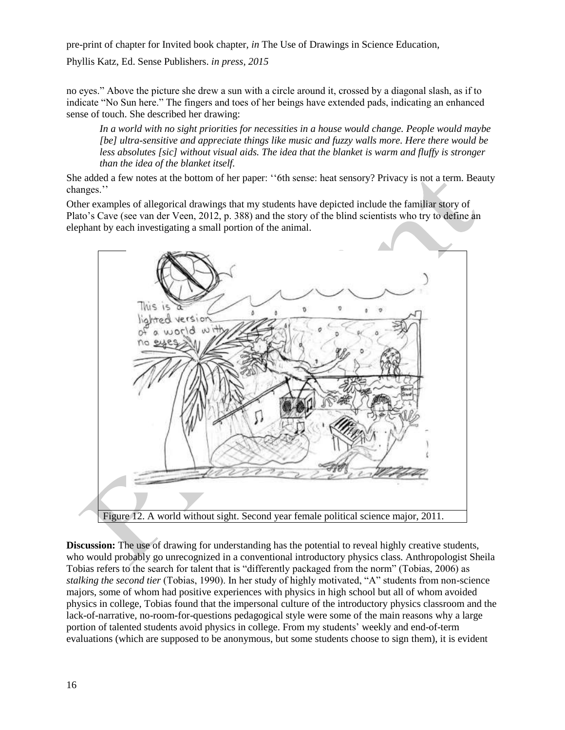no eyes." Above the picture she drew a sun with a circle around it, crossed by a diagonal slash, as if to indicate "No Sun here." The fingers and toes of her beings have extended pads, indicating an enhanced sense of touch. She described her drawing:

> *In a world with no sight priorities for necessities in a house would change. People would maybe [be] ultra-sensitive and appreciate things like music and fuzzy walls more. Here there would be less absolutes [sic] without visual aids. The idea that the blanket is warm and fluffy is stronger than the idea of the blanket itself.*

She added a few notes at the bottom of her paper: ''6th sense: heat sensory? Privacy is not a term. Beauty changes.''

Other examples of allegorical drawings that my students have depicted include the familiar story of Plato's Cave (see van der Veen, 2012, p. 388) and the story of the blind scientists who try to define an elephant by each investigating a small portion of the animal.

Figure 12. A world without sight. Second year female political science major, 2011.

**Discussion:** The use of drawing for understanding has the potential to reveal highly creative students, who would probably go unrecognized in a conventional introductory physics class. Anthropologist Sheila Tobias refers to the search for talent that is "differently packaged from the norm" (Tobias, 2006) as *stalking the second tier* (Tobias, 1990). In her study of highly motivated, "A" students from non-science majors, some of whom had positive experiences with physics in high school but all of whom avoided physics in college, Tobias found that the impersonal culture of the introductory physics classroom and the lack-of-narrative, no-room-for-questions pedagogical style were some of the main reasons why a large portion of talented students avoid physics in college. From my students' weekly and end-of-term evaluations (which are supposed to be anonymous, but some students choose to sign them), it is evident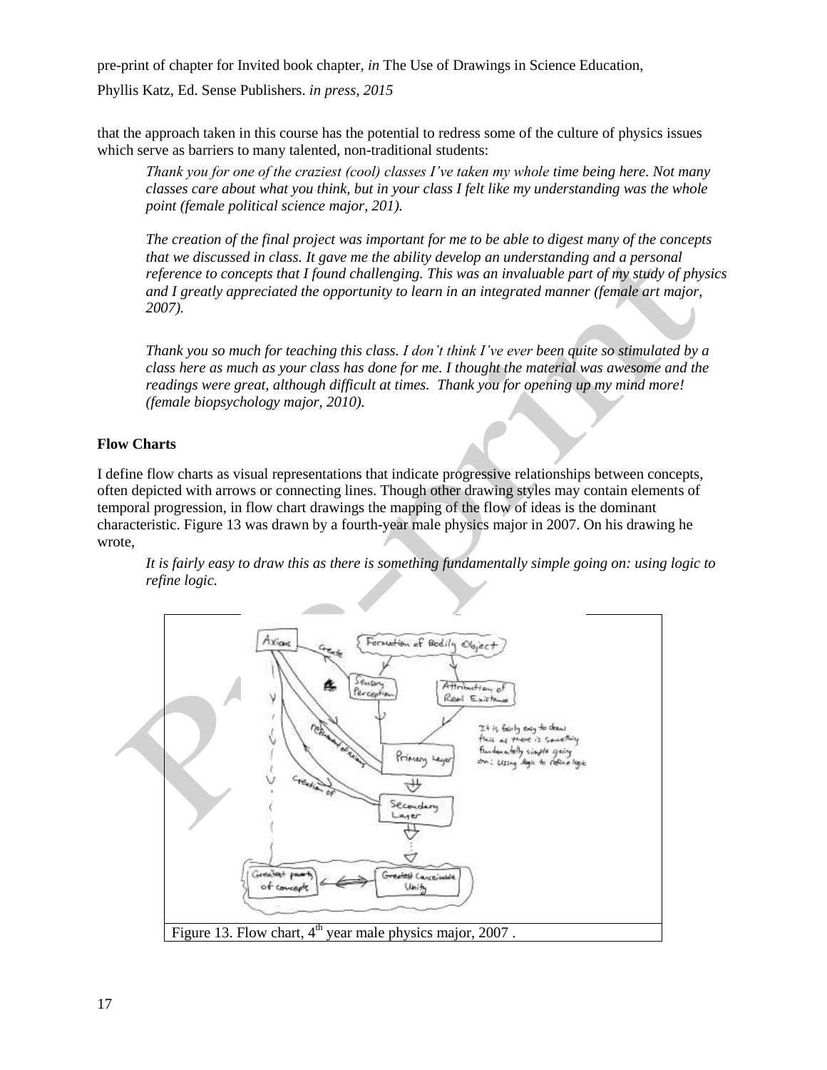that the approach taken in this course has the potential to redress some of the culture of physics issues which serve as barriers to many talented, non-traditional students:

> *Thank you for one of the craziest (cool) classes I've taken my whole time being here. Not many classes care about what you think, but in your class I felt like my understanding was the whole point (female political science major, 201).*

> *The creation of the final project was important for me to be able to digest many of the concepts that we discussed in class. It gave me the ability develop an understanding and a personal reference to concepts that I found challenging. This was an invaluable part of my study of physics and I greatly appreciated the opportunity to learn in an integrated manner (female art major, 2007).*

> *Thank you so much for teaching this class. I don't think I've ever been quite so stimulated by a class here as much as your class has done for me. I thought the material was awesome and the readings were great, although difficult at times. Thank you for opening up my mind more! (female biopsychology major, 2010).*

**Flow Charts**

I define flow charts as visual representations that indicate progressive relationships between concepts, often depicted with arrows or connecting lines. Though other drawing styles may contain elements of temporal progression, in flow chart drawings the mapping of the flow of ideas is the dominant characteristic. Figure 13 was drawn by a fourth-year male physics major in 2007. On his drawing he wrote,

> *It is fairly easy to draw this as there is something fundamentally simple going on: using logic to refine logic.*

Figure 13. Flow chart, 4th year male physics major, 2007 .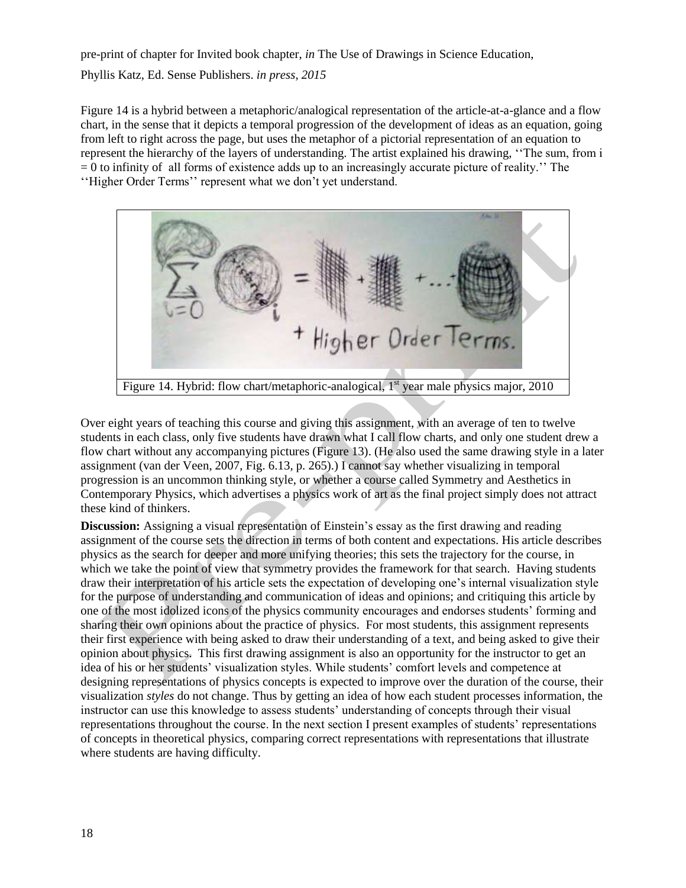Figure 14 is a hybrid between a metaphoric/analogical representation of the article-at-a-glance and a flow chart, in the sense that it depicts a temporal progression of the development of ideas as an equation, going from left to right across the page, but uses the metaphor of a pictorial representation of an equation to represent the hierarchy of the layers of understanding. The artist explained his drawing, ''The sum, from i = 0 to infinity of all forms of existence adds up to an increasingly accurate picture of reality.'' The ''Higher Order Terms'' represent what we don't yet understand.

Figure 14. Hybrid: flow chart/metaphoric-analogical, 1st year male physics major, 2010

Over eight years of teaching this course and giving this assignment, with an average of ten to twelve students in each class, only five students have drawn what I call flow charts, and only one student drew a flow chart without any accompanying pictures (Figure 13). (He also used the same drawing style in a later assignment (van der Veen, 2007, Fig. 6.13, p. 265).) I cannot say whether visualizing in temporal progression is an uncommon thinking style, or whether a course called Symmetry and Aesthetics in Contemporary Physics, which advertises a physics work of art as the final project simply does not attract these kind of thinkers.

**Discussion:** Assigning a visual representation of Einstein's essay as the first drawing and reading assignment of the course sets the direction in terms of both content and expectations. His article describes physics as the search for deeper and more unifying theories; this sets the trajectory for the course, in which we take the point of view that symmetry provides the framework for that search. Having students draw their interpretation of his article sets the expectation of developing one's internal visualization style for the purpose of understanding and communication of ideas and opinions; and critiquing this article by one of the most idolized icons of the physics community encourages and endorses students' forming and sharing their own opinions about the practice of physics. For most students, this assignment represents their first experience with being asked to draw their understanding of a text, and being asked to give their opinion about physics. This first drawing assignment is also an opportunity for the instructor to get an idea of his or her students' visualization styles. While students' comfort levels and competence at designing representations of physics concepts is expected to improve over the duration of the course, their visualization *styles* do not change. Thus by getting an idea of how each student processes information, the instructor can use this knowledge to assess students' understanding of concepts through their visual representations throughout the course. In the next section I present examples of students' representations of concepts in theoretical physics, comparing correct representations with representations that illustrate where students are having difficulty.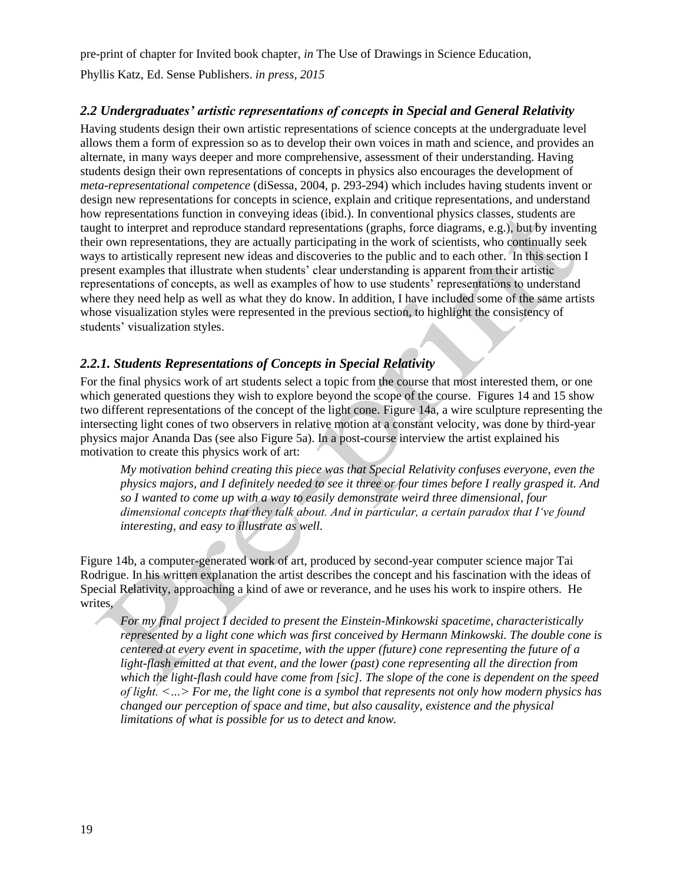pre-print of chapter for Invited book chapter, *in* The Use of Drawings in Science Education,

Phyllis Katz, Ed. Sense Publishers. *in press, 2015*

### *2.2 Undergraduates' artistic representations of concepts in Special and General Relativity*

Having students design their own artistic representations of science concepts at the undergraduate level allows them a form of expression so as to develop their own voices in math and science, and provides an alternate, in many ways deeper and more comprehensive, assessment of their understanding. Having students design their own representations of concepts in physics also encourages the development of *meta-representational competence* (diSessa, 2004, p. 293-294) which includes having students invent or design new representations for concepts in science, explain and critique representations, and understand how representations function in conveying ideas (ibid.). In conventional physics classes, students are taught to interpret and reproduce standard representations (graphs, force diagrams, e.g.), but by inventing their own representations, they are actually participating in the work of scientists, who continually seek ways to artistically represent new ideas and discoveries to the public and to each other. In this section I present examples that illustrate when students' clear understanding is apparent from their artistic representations of concepts, as well as examples of how to use students' representations to understand where they need help as well as what they do know. In addition, I have included some of the same artists whose visualization styles were represented in the previous section, to highlight the consistency of students' visualization styles.

### *2.2.1. Students Representations of Concepts in Special Relativity*

For the final physics work of art students select a topic from the course that most interested them, or one which generated questions they wish to explore beyond the scope of the course. Figures 14 and 15 show two different representations of the concept of the light cone. Figure 14a, a wire sculpture representing the intersecting light cones of two observers in relative motion at a constant velocity, was done by third-year physics major Ananda Das (see also Figure 5a). In a post-course interview the artist explained his motivation to create this physics work of art:

> *My motivation behind creating this piece was that Special Relativity confuses everyone, even the physics majors, and I definitely needed to see it three or four times before I really grasped it. And so I wanted to come up with a way to easily demonstrate weird three dimensional, four dimensional concepts that they talk about. And in particular, a certain paradox that I've found interesting, and easy to illustrate as well.*

Figure 14b, a computer-generated work of art, produced by second-year computer science major Tai Rodrigue. In his written explanation the artist describes the concept and his fascination with the ideas of Special Relativity, approaching a kind of awe or reverance, and he uses his work to inspire others. He writes,

> *For my final project I decided to present the Einstein-Minkowski spacetime, characteristically represented by a light cone which was first conceived by Hermann Minkowski. The double cone is centered at every event in spacetime, with the upper (future) cone representing the future of a light-flash emitted at that event, and the lower (past) cone representing all the direction from which the light-flash could have come from [sic]. The slope of the cone is dependent on the speed of light. <…> For me, the light cone is a symbol that represents not only how modern physics has changed our perception of space and time, but also causality, existence and the physical limitations of what is possible for us to detect and know.*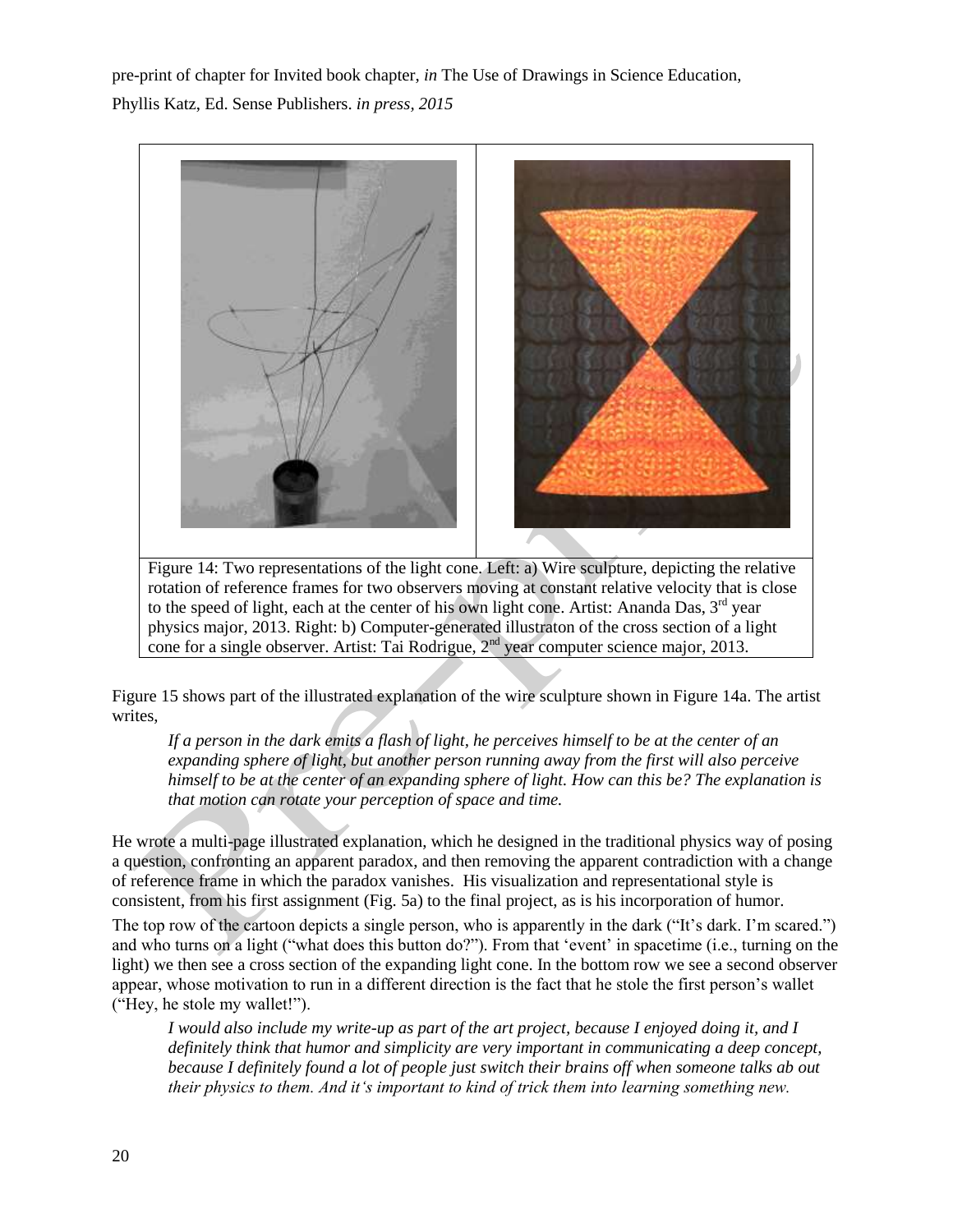Figure 14: Two representations of the light cone. Left: a) Wire sculpture, depicting the relative rotation of reference frames for two observers moving at constant relative velocity that is close to the speed of light, each at the center of his own light cone. Artist: Ananda Das, 3rd year physics major, 2013. Right: b) Computer-generated illustraton of the cross section of a light cone for a single observer. Artist: Tai Rodrigue, 2nd year computer science major, 2013.

Figure 15 shows part of the illustrated explanation of the wire sculpture shown in Figure 14a. The artist writes,

> *If a person in the dark emits a flash of light, he perceives himself to be at the center of an expanding sphere of light, but another person running away from the first will also perceive himself to be at the center of an expanding sphere of light. How can this be? The explanation is that motion can rotate your perception of space and time.*

He wrote a multi-page illustrated explanation, which he designed in the traditional physics way of posing a question, confronting an apparent paradox, and then removing the apparent contradiction with a change of reference frame in which the paradox vanishes. His visualization and representational style is consistent, from his first assignment (Fig. 5a) to the final project, as is his incorporation of humor.

The top row of the cartoon depicts a single person, who is apparently in the dark ("It's dark. I'm scared.") and who turns on a light ("what does this button do?"). From that 'event' in spacetime (i.e., turning on the light) we then see a cross section of the expanding light cone. In the bottom row we see a second observer appear, whose motivation to run in a different direction is the fact that he stole the first person's wallet ("Hey, he stole my wallet!").

> *I would also include my write-up as part of the art project, because I enjoyed doing it, and I definitely think that humor and simplicity are very important in communicating a deep concept, because I definitely found a lot of people just switch their brains off when someone talks ab out their physics to them. And it's important to kind of trick them into learning something new.*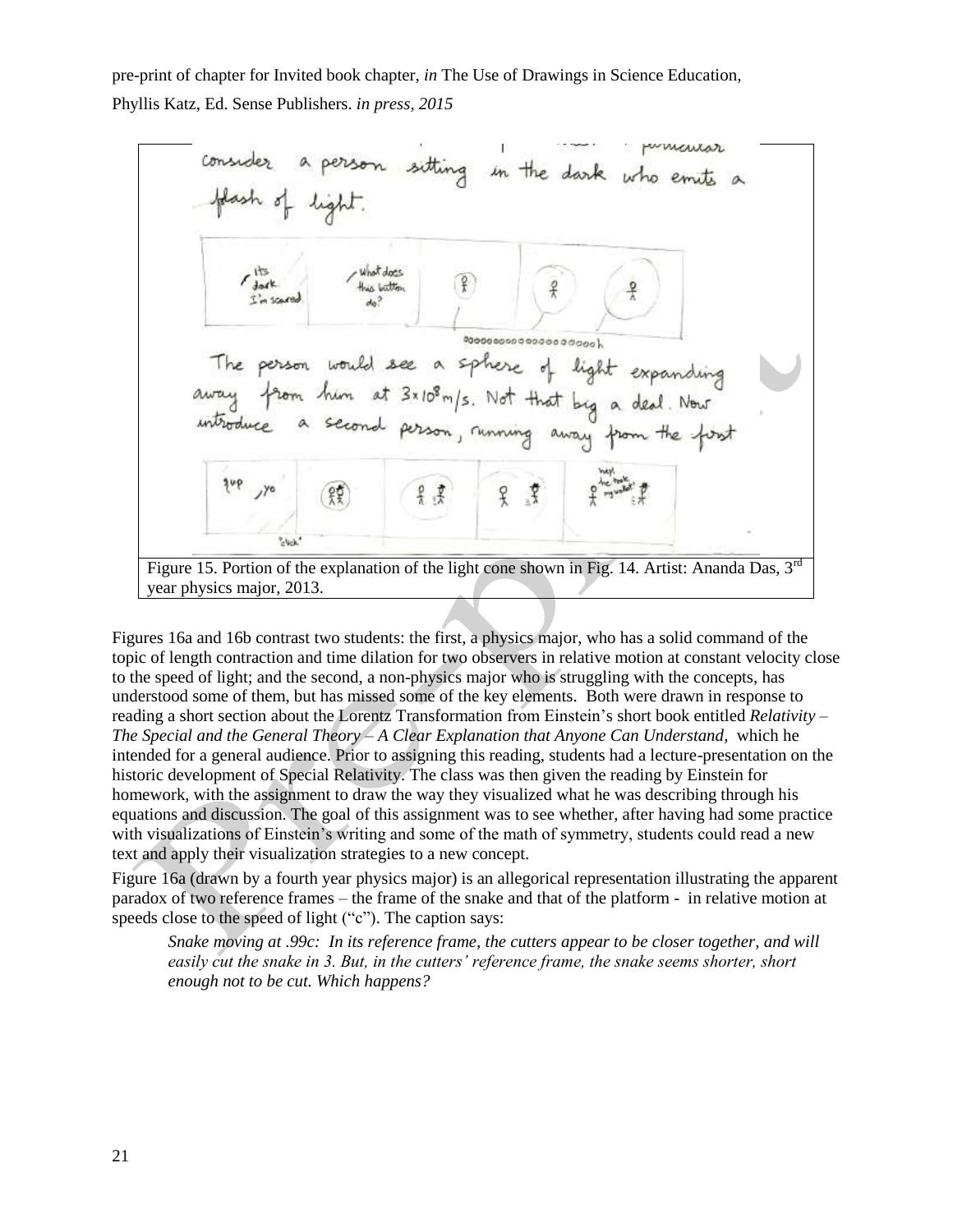pre-print of chapter for Invited book chapter, *in* The Use of Drawings in Science Education, Phyllis Katz, Ed. Sense Publishers. *in press, 2015*

Figure 15. Portion of the explanation of the light cone shown in Fig. 14. Artist: Ananda Das, 3rd year physics major, 2013.

Figures 16a and 16b contrast two students: the first, a physics major, who has a solid command of the topic of length contraction and time dilation for two observers in relative motion at constant velocity close to the speed of light; and the second, a non-physics major who is struggling with the concepts, has understood some of them, but has missed some of the key elements. Both were drawn in response to reading a short section about the Lorentz Transformation from Einstein's short book entitled *Relativity – The Special and the General Theory – A Clear Explanation that Anyone Can Understand*, which he intended for a general audience. Prior to assigning this reading, students had a lecture-presentation on the historic development of Special Relativity. The class was then given the reading by Einstein for homework, with the assignment to draw the way they visualized what he was describing through his equations and discussion. The goal of this assignment was to see whether, after having had some practice with visualizations of Einstein's writing and some of the math of symmetry, students could read a new text and apply their visualization strategies to a new concept.

Figure 16a (drawn by a fourth year physics major) is an allegorical representation illustrating the apparent paradox of two reference frames – the frame of the snake and that of the platform - in relative motion at speeds close to the speed of light ("c"). The caption says:

> *Snake moving at .99c: In its reference frame, the cutters appear to be closer together, and will easily cut the snake in 3. But, in the cutters' reference frame, the snake seems shorter, short enough not to be cut. Which happens?*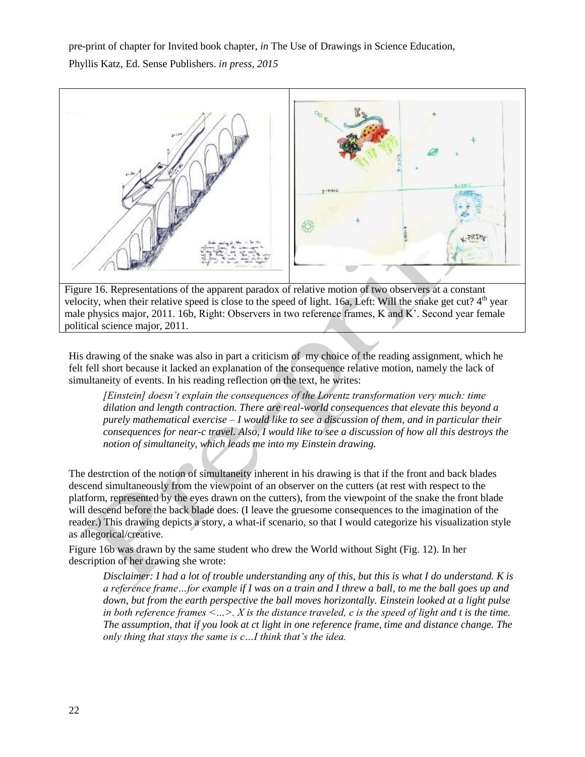Figure 16. Representations of the apparent paradox of relative motion of two observers at a constant velocity, when their relative speed is close to the speed of light. 16a, Left: Will the snake get cut? 4th year male physics major, 2011. 16b, Right: Observers in two reference frames, K and K'. Second year female political science major, 2011.

His drawing of the snake was also in part a criticism of my choice of the reading assignment, which he felt fell short because it lacked an explanation of the consequence relative motion, namely the lack of simultaneity of events. In his reading reflection on the text, he writes:

> *[Einstein] doesn't explain the consequences of the Lorentz transformation very much: time dilation and length contraction. There are real-world consequences that elevate this beyond a purely mathematical exercise – I would like to see a discussion of them, and in particular their consequences for near-c travel. Also, I would like to see a discussion of how all this destroys the notion of simultaneity, which leads me into my Einstein drawing.*

The destrction of the notion of simultaneity inherent in his drawing is that if the front and back blades descend simultaneously from the viewpoint of an observer on the cutters (at rest with respect to the platform, represented by the eyes drawn on the cutters), from the viewpoint of the snake the front blade will descend before the back blade does. (I leave the gruesome consequences to the imagination of the reader.) This drawing depicts a story, a what-if scenario, so that I would categorize his visualization style as allegorical/creative.

Figure 16b was drawn by the same student who drew the World without Sight (Fig. 12). In her description of her drawing she wrote:

> *Disclaimer: I had a lot of trouble understanding any of this, but this is what I do understand. K is a reference frame…for example if I was on a train and I threw a ball, to me the ball goes up and down, but from the earth perspective the ball moves horizontally. Einstein looked at a light pulse in both reference frames <…>. X is the distance traveled, c is the speed of light and t is the time. The assumption, that if you look at ct light in one reference frame, time and distance change. The only thing that stays the same is c…I think that's the idea.*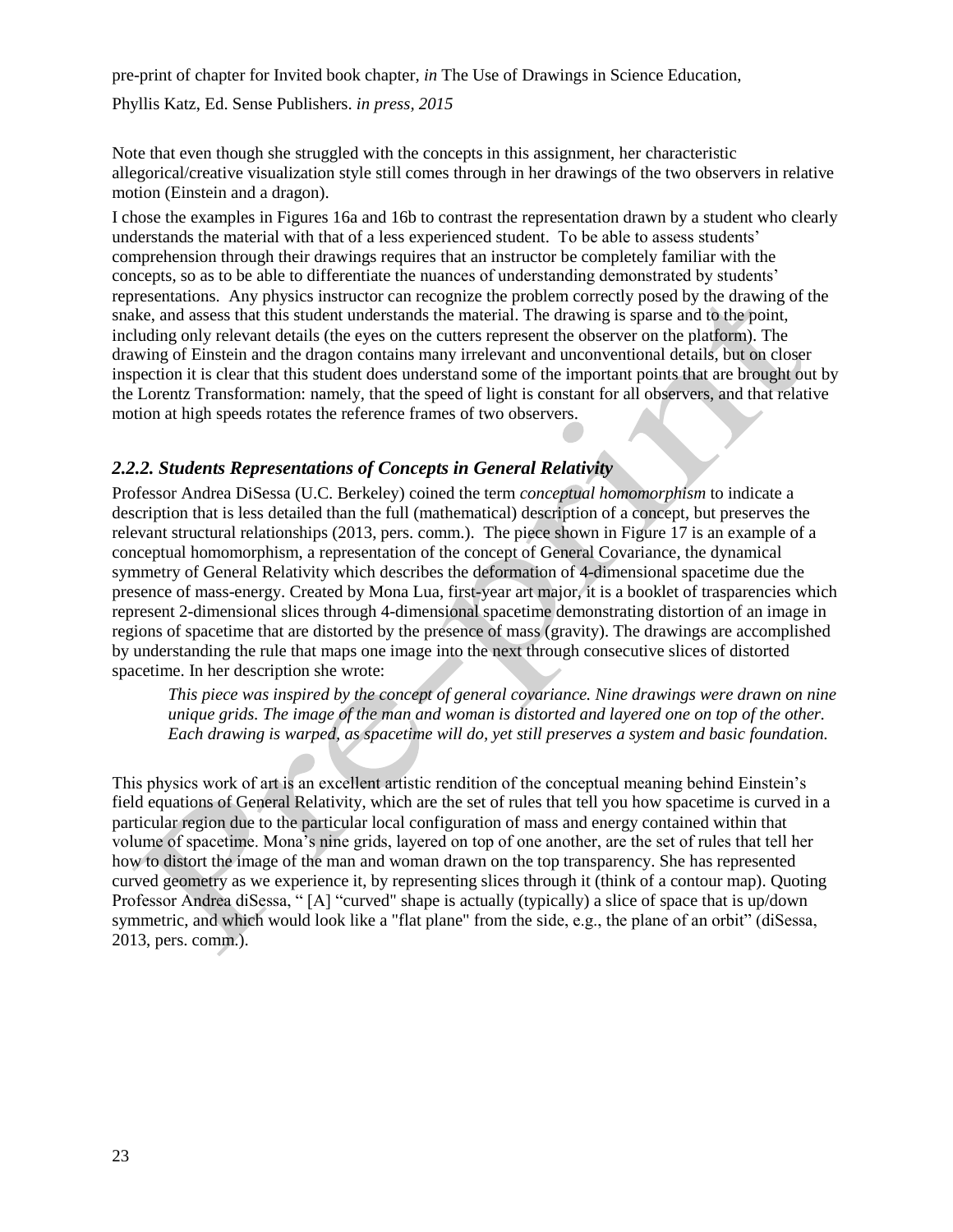Note that even though she struggled with the concepts in this assignment, her characteristic allegorical/creative visualization style still comes through in her drawings of the two observers in relative motion (Einstein and a dragon).

I chose the examples in Figures 16a and 16b to contrast the representation drawn by a student who clearly understands the material with that of a less experienced student. To be able to assess students' comprehension through their drawings requires that an instructor be completely familiar with the concepts, so as to be able to differentiate the nuances of understanding demonstrated by students' representations. Any physics instructor can recognize the problem correctly posed by the drawing of the snake, and assess that this student understands the material. The drawing is sparse and to the point, including only relevant details (the eyes on the cutters represent the observer on the platform). The drawing of Einstein and the dragon contains many irrelevant and unconventional details, but on closer inspection it is clear that this student does understand some of the important points that are brought out by the Lorentz Transformation: namely, that the speed of light is constant for all observers, and that relative motion at high speeds rotates the reference frames of two observers.

### *2.2.2. Students Representations of Concepts in General Relativity*

Professor Andrea DiSessa (U.C. Berkeley) coined the term *conceptual homomorphism* to indicate a description that is less detailed than the full (mathematical) description of a concept, but preserves the relevant structural relationships (2013, pers. comm.). The piece shown in Figure 17 is an example of a conceptual homomorphism, a representation of the concept of General Covariance, the dynamical symmetry of General Relativity which describes the deformation of 4-dimensional spacetime due the presence of mass-energy. Created by Mona Lua, first-year art major, it is a booklet of trasparencies which represent 2-dimensional slices through 4-dimensional spacetime demonstrating distortion of an image in regions of spacetime that are distorted by the presence of mass (gravity). The drawings are accomplished by understanding the rule that maps one image into the next through consecutive slices of distorted spacetime. In her description she wrote:

> *This piece was inspired by the concept of general covariance. Nine drawings were drawn on nine unique grids. The image of the man and woman is distorted and layered one on top of the other. Each drawing is warped, as spacetime will do, yet still preserves a system and basic foundation.*

This physics work of art is an excellent artistic rendition of the conceptual meaning behind Einstein's field equations of General Relativity, which are the set of rules that tell you how spacetime is curved in a particular region due to the particular local configuration of mass and energy contained within that volume of spacetime. Mona's nine grids, layered on top of one another, are the set of rules that tell her how to distort the image of the man and woman drawn on the top transparency. She has represented curved geometry as we experience it, by representing slices through it (think of a contour map). Quoting Professor Andrea diSessa, " [A] "curved" shape is actually (typically) a slice of space that is up/down symmetric, and which would look like a "flat plane" from the side, e.g., the plane of an orbit" (diSessa, 2013, pers. comm.).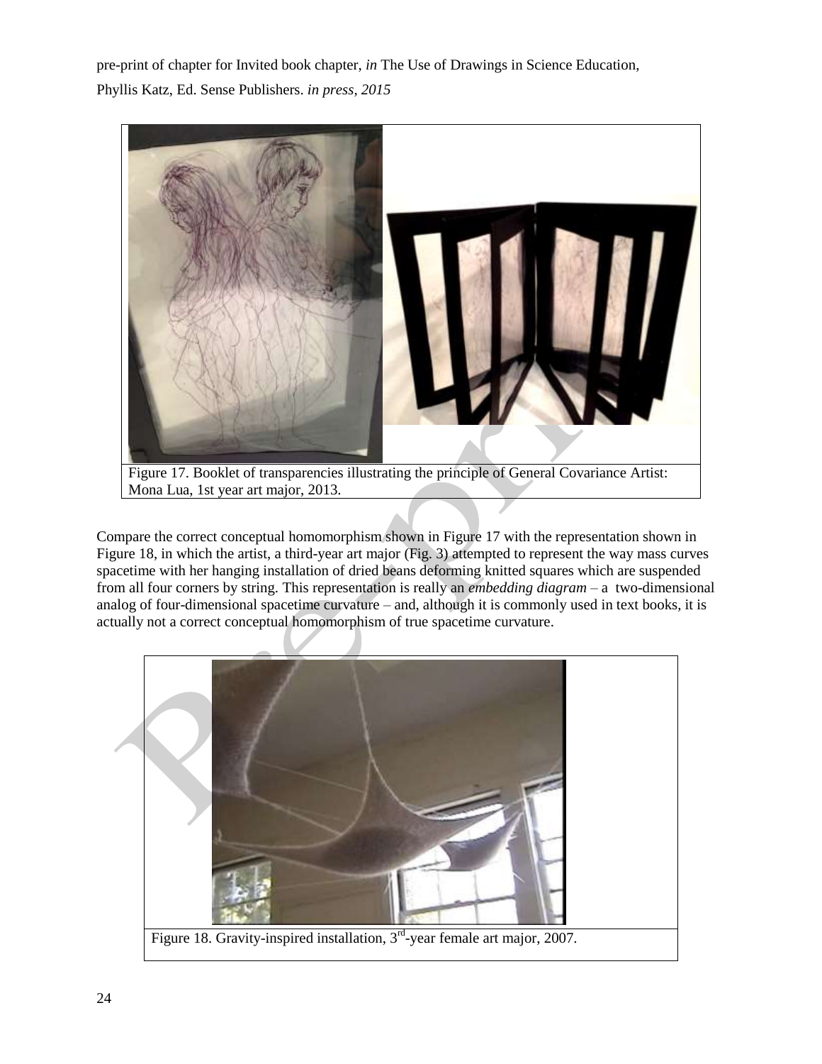Figure 17. Booklet of transparencies illustrating the principle of General Covariance Artist: Mona Lua, 1st year art major, 2013.

Compare the correct conceptual homomorphism shown in Figure 17 with the representation shown in Figure 18, in which the artist, a third-year art major (Fig. 3) attempted to represent the way mass curves spacetime with her hanging installation of dried beans deforming knitted squares which are suspended from all four corners by string. This representation is really an *embedding diagram* – a two-dimensional analog of four-dimensional spacetime curvature – and, although it is commonly used in text books, it is actually not a correct conceptual homomorphism of true spacetime curvature.

Figure 18. Gravity-inspired installation, 3rd-year female art major, 2007.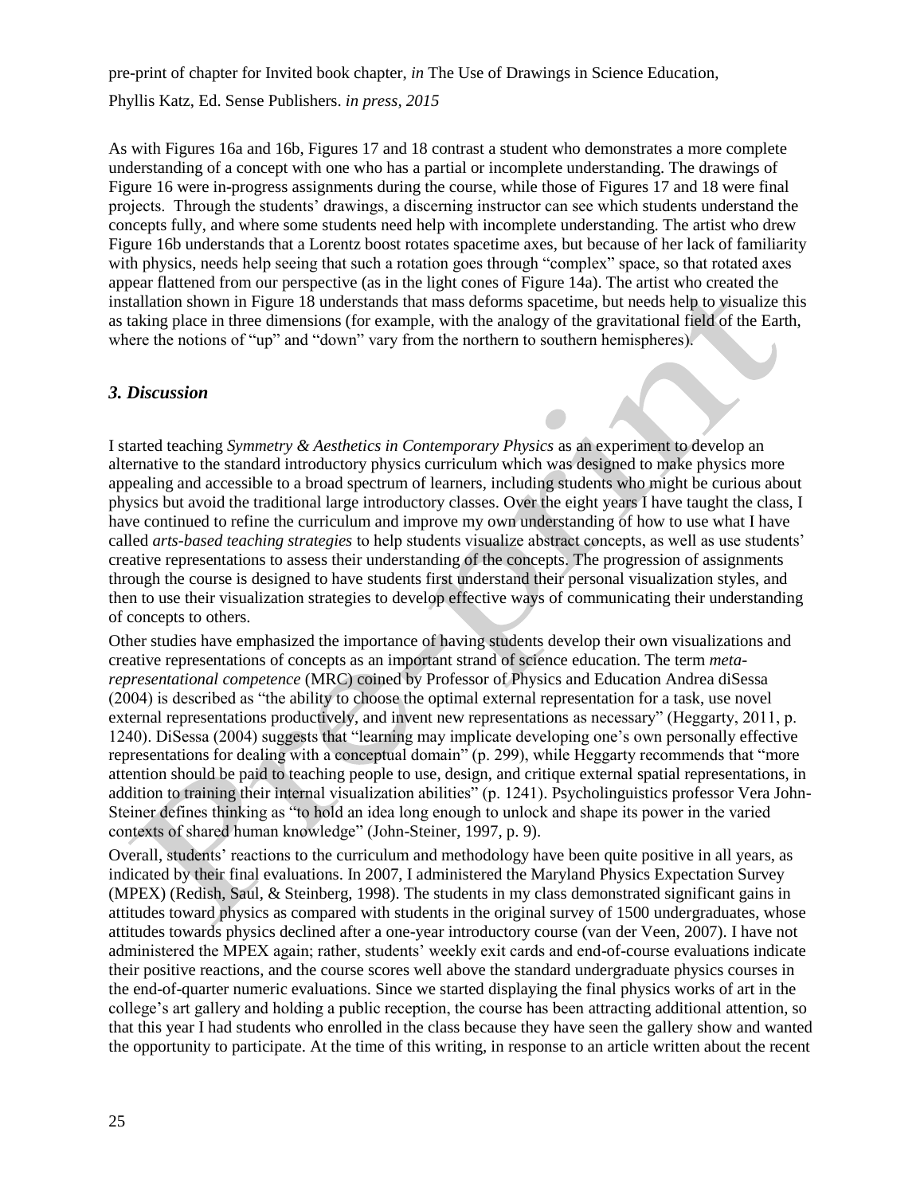As with Figures 16a and 16b, Figures 17 and 18 contrast a student who demonstrates a more complete understanding of a concept with one who has a partial or incomplete understanding. The drawings of Figure 16 were in-progress assignments during the course, while those of Figures 17 and 18 were final projects. Through the students' drawings, a discerning instructor can see which students understand the concepts fully, and where some students need help with incomplete understanding. The artist who drew Figure 16b understands that a Lorentz boost rotates spacetime axes, but because of her lack of familiarity with physics, needs help seeing that such a rotation goes through "complex" space, so that rotated axes appear flattened from our perspective (as in the light cones of Figure 14a). The artist who created the installation shown in Figure 18 understands that mass deforms spacetime, but needs help to visualize this as taking place in three dimensions (for example, with the analogy of the gravitational field of the Earth, where the notions of "up" and "down" vary from the northern to southern hemispheres).

### *3. Discussion*

I started teaching *Symmetry & Aesthetics in Contemporary Physics* as an experiment to develop an alternative to the standard introductory physics curriculum which was designed to make physics more appealing and accessible to a broad spectrum of learners, including students who might be curious about physics but avoid the traditional large introductory classes. Over the eight years I have taught the class, I have continued to refine the curriculum and improve my own understanding of how to use what I have called *arts-based teaching strategies* to help students visualize abstract concepts, as well as use students' creative representations to assess their understanding of the concepts. The progression of assignments through the course is designed to have students first understand their personal visualization styles, and then to use their visualization strategies to develop effective ways of communicating their understanding of concepts to others.

Other studies have emphasized the importance of having students develop their own visualizations and creative representations of concepts as an important strand of science education. The term *meta-representational competence* (MRC) coined by Professor of Physics and Education Andrea diSessa (2004) is described as "the ability to choose the optimal external representation for a task, use novel external representations productively, and invent new representations as necessary" (Heggarty, 2011, p. 1240). DiSessa (2004) suggests that "learning may implicate developing one's own personally effective representations for dealing with a conceptual domain" (p. 299), while Heggarty recommends that "more attention should be paid to teaching people to use, design, and critique external spatial representations, in addition to training their internal visualization abilities" (p. 1241). Psycholinguistics professor Vera John-Steiner defines thinking as "to hold an idea long enough to unlock and shape its power in the varied contexts of shared human knowledge" (John-Steiner, 1997, p. 9).

Overall, students' reactions to the curriculum and methodology have been quite positive in all years, as indicated by their final evaluations. In 2007, I administered the Maryland Physics Expectation Survey (MPEX) (Redish, Saul, & Steinberg, 1998). The students in my class demonstrated significant gains in attitudes toward physics as compared with students in the original survey of 1500 undergraduates, whose attitudes towards physics declined after a one-year introductory course (van der Veen, 2007). I have not administered the MPEX again; rather, students' weekly exit cards and end-of-course evaluations indicate their positive reactions, and the course scores well above the standard undergraduate physics courses in the end-of-quarter numeric evaluations. Since we started displaying the final physics works of art in the college's art gallery and holding a public reception, the course has been attracting additional attention, so that this year I had students who enrolled in the class because they have seen the gallery show and wanted the opportunity to participate. At the time of this writing, in response to an article written about the recent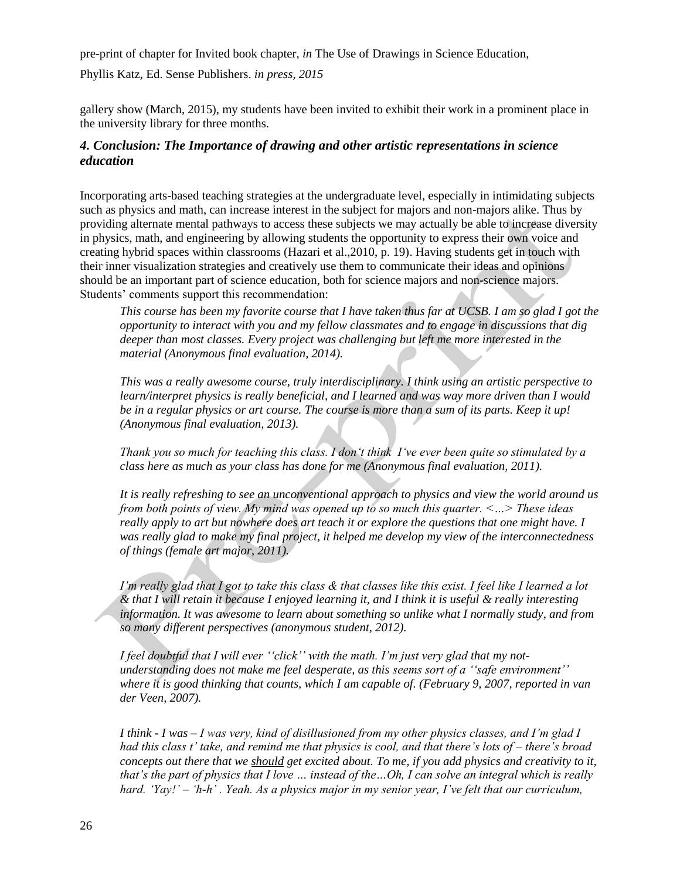gallery show (March, 2015), my students have been invited to exhibit their work in a prominent place in the university library for three months.

### *4. Conclusion: The Importance of drawing and other artistic representations in science education*

Incorporating arts-based teaching strategies at the undergraduate level, especially in intimidating subjects such as physics and math, can increase interest in the subject for majors and non-majors alike. Thus by providing alternate mental pathways to access these subjects we may actually be able to increase diversity in physics, math, and engineering by allowing students the opportunity to express their own voice and creating hybrid spaces within classrooms (Hazari et al.,2010, p. 19). Having students get in touch with their inner visualization strategies and creatively use them to communicate their ideas and opinions should be an important part of science education, both for science majors and non-science majors. Students' comments support this recommendation:

> *This course has been my favorite course that I have taken thus far at UCSB. I am so glad I got the opportunity to interact with you and my fellow classmates and to engage in discussions that dig deeper than most classes. Every project was challenging but left me more interested in the material (Anonymous final evaluation, 2014).*
>
> *This was a really awesome course, truly interdisciplinary. I think using an artistic perspective to learn/interpret physics is really beneficial, and I learned and was way more driven than I would be in a regular physics or art course. The course is more than a sum of its parts. Keep it up! (Anonymous final evaluation, 2013).*
>
> *Thank you so much for teaching this class. I don't think I've ever been quite so stimulated by a class here as much as your class has done for me (Anonymous final evaluation, 2011).*
>
> *It is really refreshing to see an unconventional approach to physics and view the world around us from both points of view. My mind was opened up to so much this quarter. <…> These ideas really apply to art but nowhere does art teach it or explore the questions that one might have. I was really glad to make my final project, it helped me develop my view of the interconnectedness of things (female art major, 2011).*
>
> *I'm really glad that I got to take this class & that classes like this exist. I feel like I learned a lot & that I will retain it because I enjoyed learning it, and I think it is useful & really interesting information. It was awesome to learn about something so unlike what I normally study, and from so many different perspectives (anonymous student, 2012).*
>
> *I feel doubtful that I will ever ''click'' with the math. I'm just very glad that my not-understanding does not make me feel desperate, as this seems sort of a ''safe environment'' where it is good thinking that counts, which I am capable of. (February 9, 2007, reported in van der Veen, 2007).*
>
> *I think - I was – I was very, kind of disillusioned from my other physics classes, and I'm glad I had this class t' take, and remind me that physics is cool, and that there's lots of – there's broad concepts out there that we should get excited about. To me, if you add physics and creativity to it, that's the part of physics that I love … instead of the…Oh, I can solve an integral which is really hard. 'Yay!' – 'h-h' . Yeah. As a physics major in my senior year, I've felt that our curriculum,*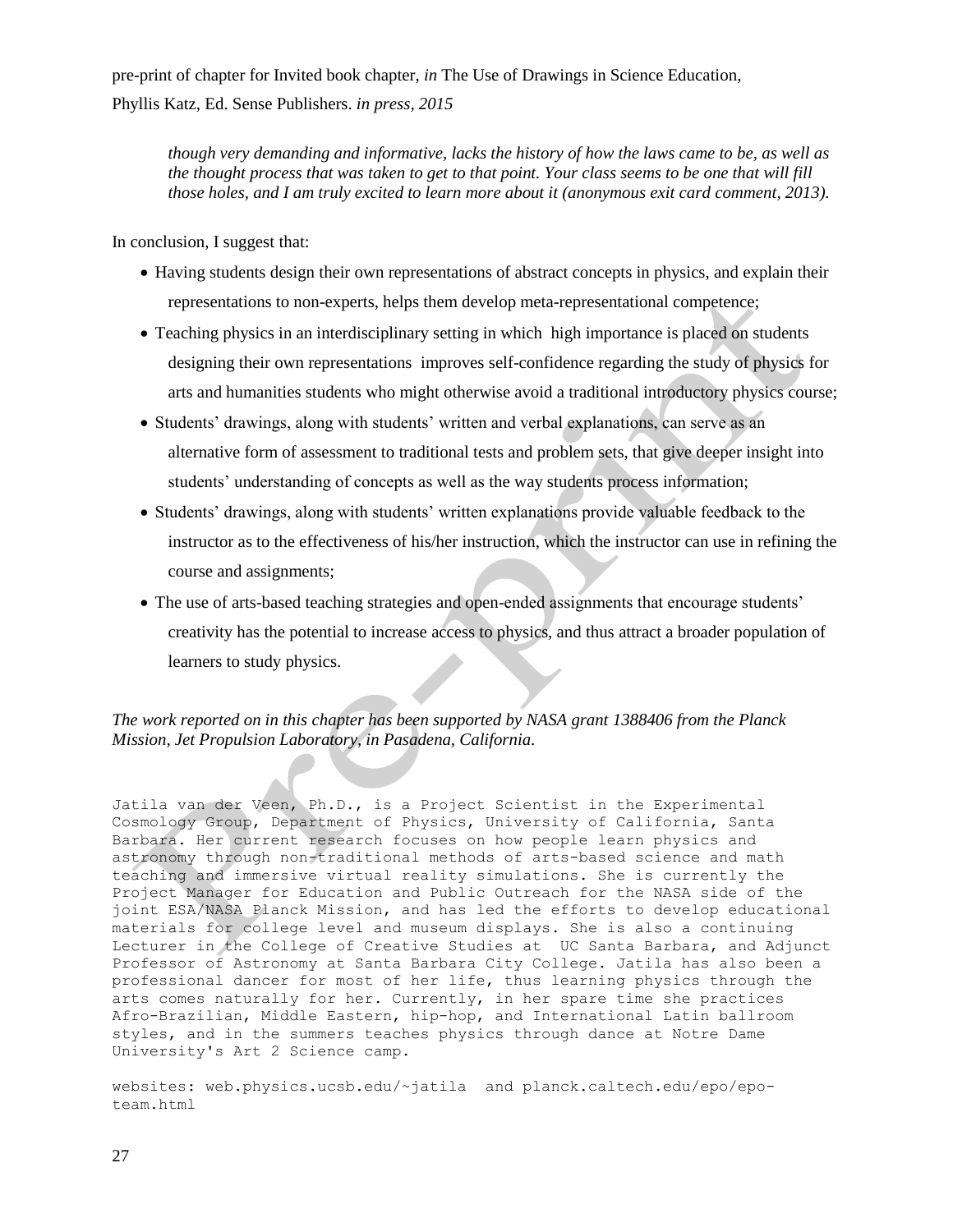*though very demanding and informative, lacks the history of how the laws came to be, as well as the thought process that was taken to get to that point. Your class seems to be one that will fill those holes, and I am truly excited to learn more about it (anonymous exit card comment, 2013).*

In conclusion, I suggest that:

- Having students design their own representations of abstract concepts in physics, and explain their representations to non-experts, helps them develop meta-representational competence;
- Teaching physics in an interdisciplinary setting in which high importance is placed on students designing their own representations improves self-confidence regarding the study of physics for arts and humanities students who might otherwise avoid a traditional introductory physics course;
- Students' drawings, along with students' written and verbal explanations, can serve as an alternative form of assessment to traditional tests and problem sets, that give deeper insight into students' understanding of concepts as well as the way students process information;
- Students' drawings, along with students' written explanations provide valuable feedback to the instructor as to the effectiveness of his/her instruction, which the instructor can use in refining the course and assignments;
- The use of arts-based teaching strategies and open-ended assignments that encourage students' creativity has the potential to increase access to physics, and thus attract a broader population of learners to study physics.

*The work reported on in this chapter has been supported by NASA grant 1388406 from the Planck Mission, Jet Propulsion Laboratory, in Pasadena, California.*

Jatila van der Veen, Ph.D., is a Project Scientist in the Experimental Cosmology Group, Department of Physics, University of California, Santa Barbara. Her current research focuses on how people learn physics and astronomy through non-traditional methods of arts-based science and math teaching and immersive virtual reality simulations. She is currently the Project Manager for Education and Public Outreach for the NASA side of the joint ESA/NASA Planck Mission, and has led the efforts to develop educational materials for college level and museum displays. She is also a continuing Lecturer in the College of Creative Studies at UC Santa Barbara, and Adjunct Professor of Astronomy at Santa Barbara City College. Jatila has also been a professional dancer for most of her life, thus learning physics through the arts comes naturally for her. Currently, in her spare time she practices Afro-Brazilian, Middle Eastern, hip-hop, and International Latin ballroom styles, and in the summers teaches physics through dance at Notre Dame University's Art 2 Science camp.

websites: web.physics.ucsb.edu/~jatila and planck.caltech.edu/epo/epo-team.html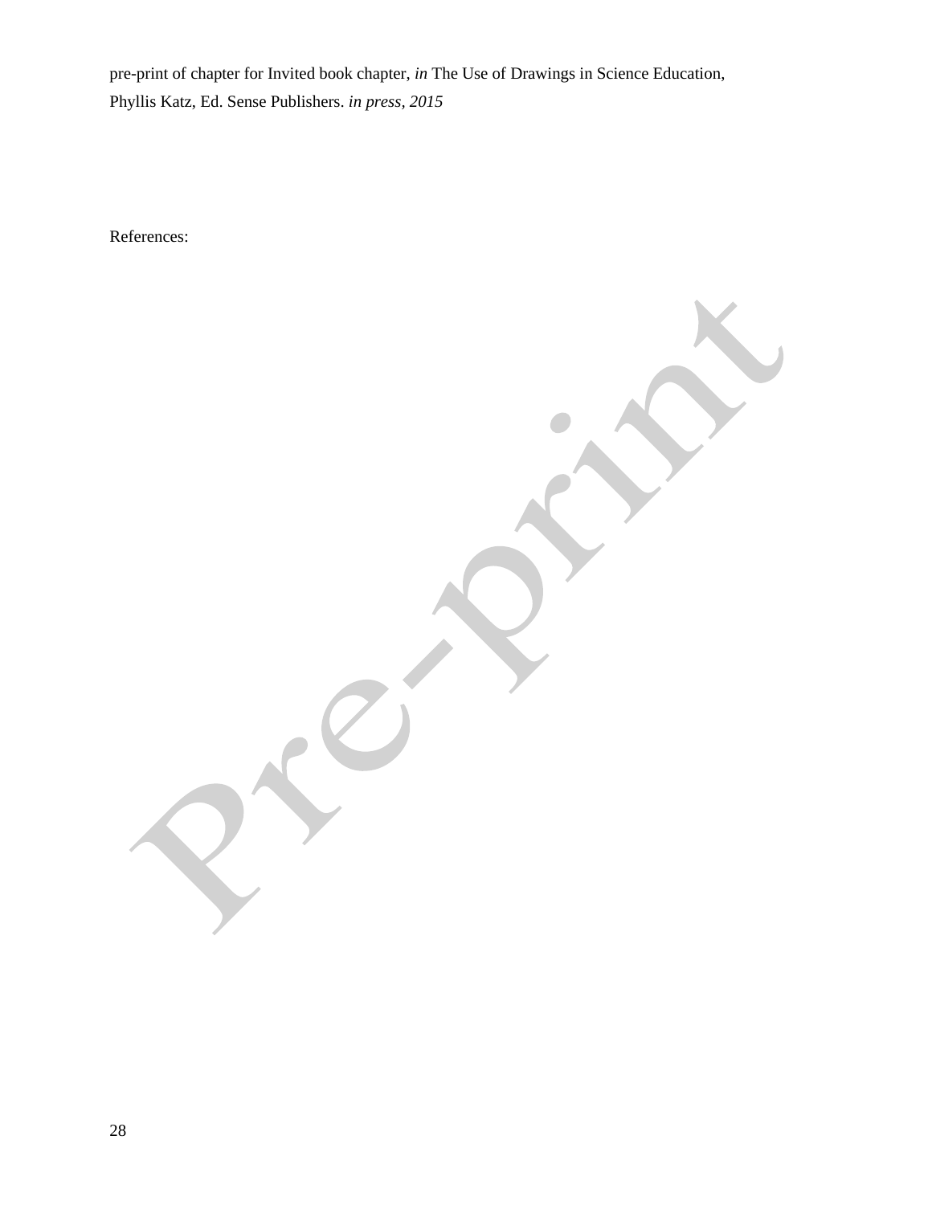References: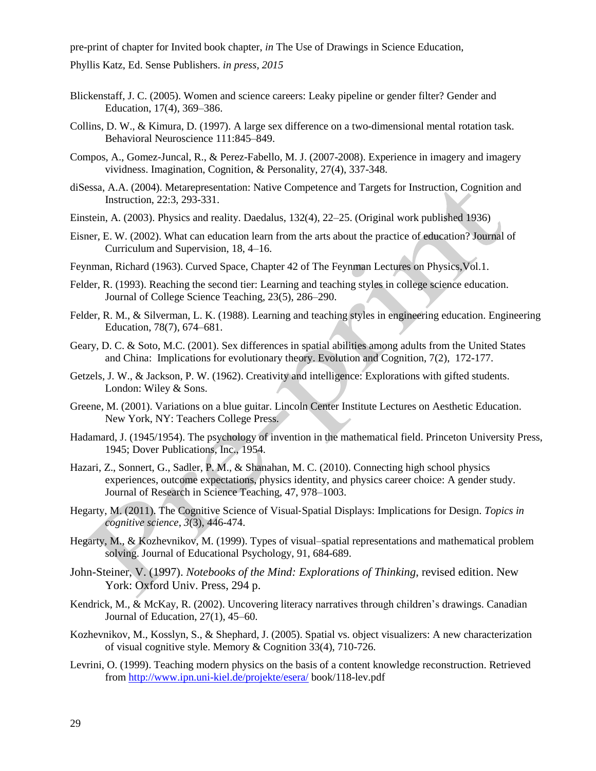pre-print of chapter for Invited book chapter, *in* The Use of Drawings in Science Education, Phyllis Katz, Ed. Sense Publishers. *in press, 2015*

Blickenstaff, J. C. (2005). Women and science careers: Leaky pipeline or gender filter? Gender and Education, 17(4), 369–386.

Collins, D. W., & Kimura, D. (1997). A large sex difference on a two-dimensional mental rotation task. Behavioral Neuroscience 111:845–849.

Compos, A., Gomez-Juncal, R., & Perez-Fabello, M. J. (2007-2008). Experience in imagery and imagery vividness. Imagination, Cognition, & Personality, 27(4), 337-348.

diSessa, A.A. (2004). Metarepresentation: Native Competence and Targets for Instruction, Cognition and Instruction, 22:3, 293-331.

Einstein, A. (2003). Physics and reality. Daedalus, 132(4), 22–25. (Original work published 1936)

Eisner, E. W. (2002). What can education learn from the arts about the practice of education? Journal of Curriculum and Supervision, 18, 4–16.

Feynman, Richard (1963). Curved Space, Chapter 42 of The Feynman Lectures on Physics,Vol.1.

Felder, R. (1993). Reaching the second tier: Learning and teaching styles in college science education. Journal of College Science Teaching, 23(5), 286–290.

Felder, R. M., & Silverman, L. K. (1988). Learning and teaching styles in engineering education. Engineering Education, 78(7), 674–681.

Geary, D. C. & Soto, M.C. (2001). Sex differences in spatial abilities among adults from the United States and China: Implications for evolutionary theory. Evolution and Cognition, 7(2), 172-177.

Getzels, J. W., & Jackson, P. W. (1962). Creativity and intelligence: Explorations with gifted students. London: Wiley & Sons.

Greene, M. (2001). Variations on a blue guitar. Lincoln Center Institute Lectures on Aesthetic Education. New York, NY: Teachers College Press.

Hadamard, J. (1945/1954). The psychology of invention in the mathematical field. Princeton University Press, 1945; Dover Publications, Inc., 1954.

Hazari, Z., Sonnert, G., Sadler, P. M., & Shanahan, M. C. (2010). Connecting high school physics experiences, outcome expectations, physics identity, and physics career choice: A gender study. Journal of Research in Science Teaching, 47, 978–1003.

Hegarty, M. (2011). The Cognitive Science of Visual-Spatial Displays: Implications for Design. *Topics in cognitive science*, *3*(3), 446-474.

Hegarty, M., & Kozhevnikov, M. (1999). Types of visual–spatial representations and mathematical problem solving. Journal of Educational Psychology, 91, 684-689.

John-Steiner, V. (1997). *Notebooks of the Mind: Explorations of Thinking,* revised edition. New York: Oxford Univ. Press, 294 p.

Kendrick, M., & McKay, R. (2002). Uncovering literacy narratives through children's drawings. Canadian Journal of Education, 27(1), 45–60.

Kozhevnikov, M., Kosslyn, S., & Shephard, J. (2005). Spatial vs. object visualizers: A new characterization of visual cognitive style. Memory & Cognition 33(4), 710-726.

Levrini, O. (1999). Teaching modern physics on the basis of a content knowledge reconstruction. Retrieved from http://www.ipn.uni-kiel.de/projekte/esera/ book/118-lev.pdf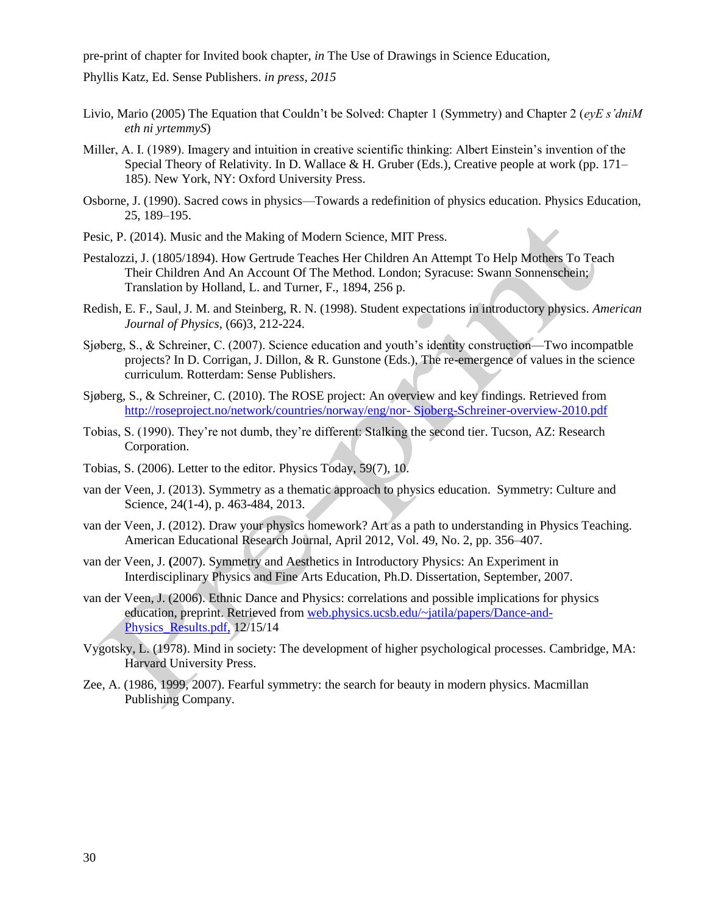pre-print of chapter for Invited book chapter, *in* The Use of Drawings in Science Education,

Phyllis Katz, Ed. Sense Publishers. *in press, 2015*

Livio, Mario (2005) The Equation that Couldn't be Solved: Chapter 1 (Symmetry) and Chapter 2 (*eyE s'dniM eth ni yrtemmyS*)

Miller, A. I. (1989). Imagery and intuition in creative scientific thinking: Albert Einstein's invention of the Special Theory of Relativity. In D. Wallace & H. Gruber (Eds.), Creative people at work (pp. 171–185). New York, NY: Oxford University Press.

Osborne, J. (1990). Sacred cows in physics—Towards a redefinition of physics education. Physics Education, 25, 189–195.

Pesic, P. (2014). Music and the Making of Modern Science, MIT Press.

Pestalozzi, J. (1805/1894). How Gertrude Teaches Her Children An Attempt To Help Mothers To Teach Their Children And An Account Of The Method. London; Syracuse: Swann Sonnenschein; Translation by Holland, L. and Turner, F., 1894, 256 p.

Redish, E. F., Saul, J. M. and Steinberg, R. N. (1998). Student expectations in introductory physics. *American Journal of Physics*, (66)3, 212-224.

Sjøberg, S., & Schreiner, C. (2007). Science education and youth's identity construction—Two incompatble projects? In D. Corrigan, J. Dillon, & R. Gunstone (Eds.), The re-emergence of values in the science curriculum. Rotterdam: Sense Publishers.

Sjøberg, S., & Schreiner, C. (2010). The ROSE project: An overview and key findings. Retrieved from http://roseproject.no/network/countries/norway/eng/nor- Sjoberg-Schreiner-overview-2010.pdf

Tobias, S. (1990). They're not dumb, they're different: Stalking the second tier. Tucson, AZ: Research Corporation.

Tobias, S. (2006). Letter to the editor. Physics Today, 59(7), 10.

van der Veen, J. (2013). Symmetry as a thematic approach to physics education. Symmetry: Culture and Science, 24(1-4), p. 463-484, 2013.

van der Veen, J. (2012). Draw your physics homework? Art as a path to understanding in Physics Teaching. American Educational Research Journal, April 2012, Vol. 49, No. 2, pp. 356–407.

van der Veen, J. **(**2007). Symmetry and Aesthetics in Introductory Physics: An Experiment in Interdisciplinary Physics and Fine Arts Education, Ph.D. Dissertation, September, 2007.

van der Veen, J. (2006). Ethnic Dance and Physics: correlations and possible implications for physics education, preprint. Retrieved from web.physics.ucsb.edu/~jatila/papers/Dance-and-Physics_Results.pdf, 12/15/14

Vygotsky, L. (1978). Mind in society: The development of higher psychological processes. Cambridge, MA: Harvard University Press.

Zee, A. (1986, 1999, 2007). Fearful symmetry: the search for beauty in modern physics. Macmillan Publishing Company.